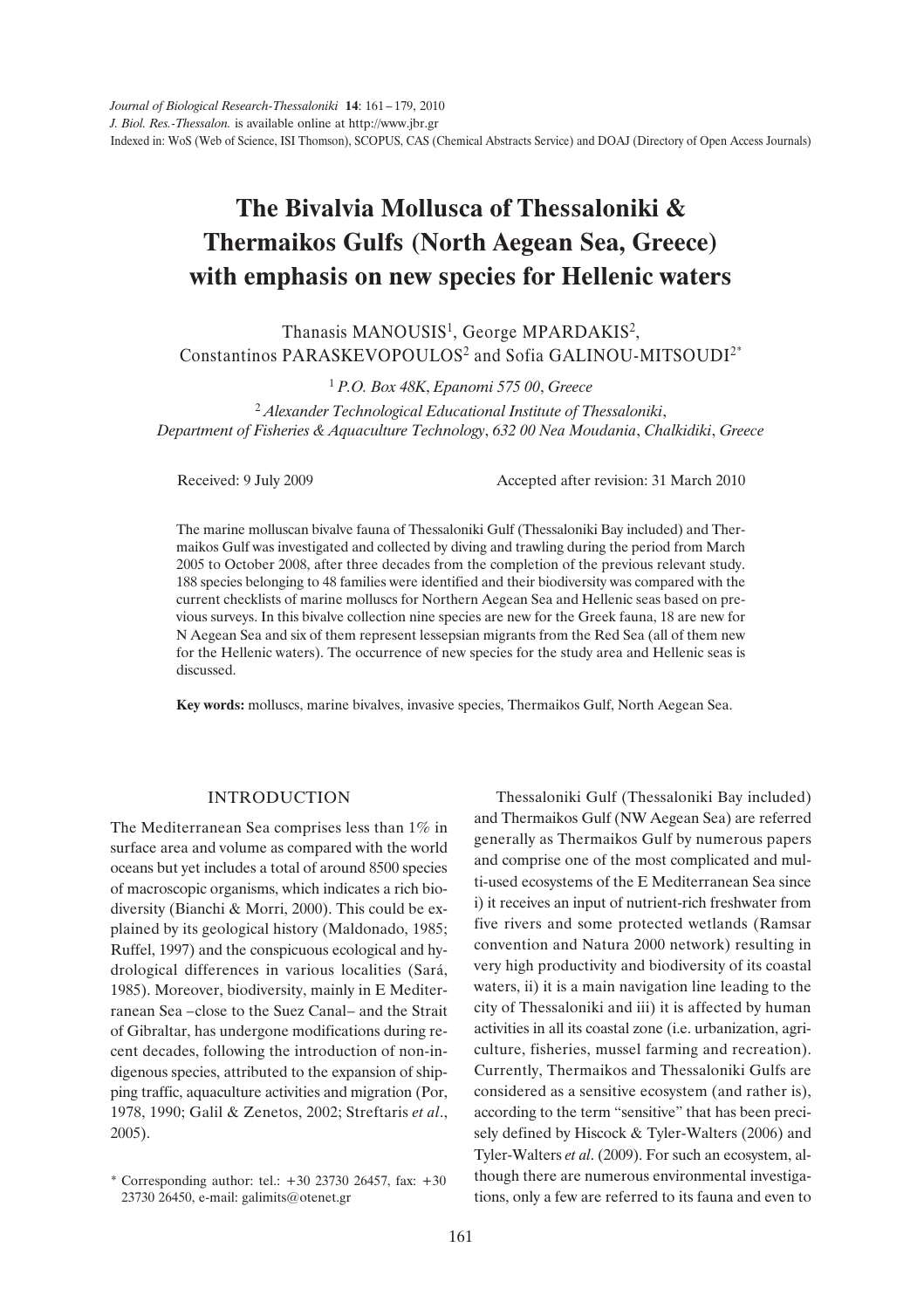# The Bivalvia Mollusca of Thessaloniki & Thermaikos Gulfs (North Aegean Sea, Greece) with emphasis on new species for Hellenic waters

Thanasis MANOUSIS[1], George MPARDAKIS[2], Constantinos PARASKEVOPOULOS[2] and Sofia GALINOU-MITSOUDI[2*]

[1] *P.O. Box 48K, Epanomi 575 00, Greece*

[2] *Alexander Technological Educational Institute of Thessaloniki, Department of Fisheries & Aquaculture Technology, 632 00 Nea Moudania, Chalkidiki, Greece*

Received: 9 July 2009 Accepted after revision: 31 March 2010

The marine molluscan bivalve fauna of Thessaloniki Gulf (Thessaloniki Bay included) and Thermaikos Gulf was investigated and collected by diving and trawling during the period from March 2005 to October 2008, after three decades from the completion of the previous relevant study. 188 species belonging to 48 families were identified and their biodiversity was compared with the current checklists of marine molluscs for Northern Aegean Sea and Hellenic seas based on previous surveys. In this bivalve collection nine species are new for the Greek fauna, 18 are new for N Aegean Sea and six of them represent lessepsian migrants from the Red Sea (all of them new for the Hellenic waters). The occurrence of new species for the study area and Hellenic seas is discussed.

**Key words:** molluscs, marine bivalves, invasive species, Thermaikos Gulf, North Aegean Sea.

## INTRODUCTION

The Mediterranean Sea comprises less than 1% in surface area and volume as compared with the world oceans but yet includes a total of around 8500 species of macroscopic organisms, which indicates a rich biodiversity (Bianchi & Morri, 2000). This could be explained by its geological history (Maldonado, 1985; Ruffel, 1997) and the conspicuous ecological and hydrological differences in various localities (Sará, 1985). Moreover, biodiversity, mainly in E Mediterranean Sea –close to the Suez Canal– and the Strait of Gibraltar, has undergone modifications during recent decades, following the introduction of non-indigenous species, attributed to the expansion of shipping traffic, aquaculture activities and migration (Por, 1978, 1990; Galil & Zenetos, 2002; Streftaris *et al*., 2005).

Thessaloniki Gulf (Thessaloniki Bay included) and Thermaikos Gulf (NW Aegean Sea) are referred generally as Thermaikos Gulf by numerous papers and comprise one of the most complicated and multi-used ecosystems of the E Mediterranean Sea since i) it receives an input of nutrient-rich freshwater from five rivers and some protected wetlands (Ramsar convention and Natura 2000 network) resulting in very high productivity and biodiversity of its coastal waters, ii) it is a main navigation line leading to the city of Thessaloniki and iii) it is affected by human activities in all its coastal zone (i.e. urbanization, agriculture, fisheries, mussel farming and recreation). Currently, Thermaikos and Thessaloniki Gulfs are considered as a sensitive ecosystem (and rather is), according to the term "sensitive" that has been precisely defined by Hiscock & Tyler-Walters (2006) and Tyler-Walters *et al*. (2009). For such an ecosystem, although there are numerous environmental investigations, only a few are referred to its fauna and even to

\* Corresponding author: tel.: +30 23730 26457, fax: +30 23730 26450, e-mail: galimits@otenet.gr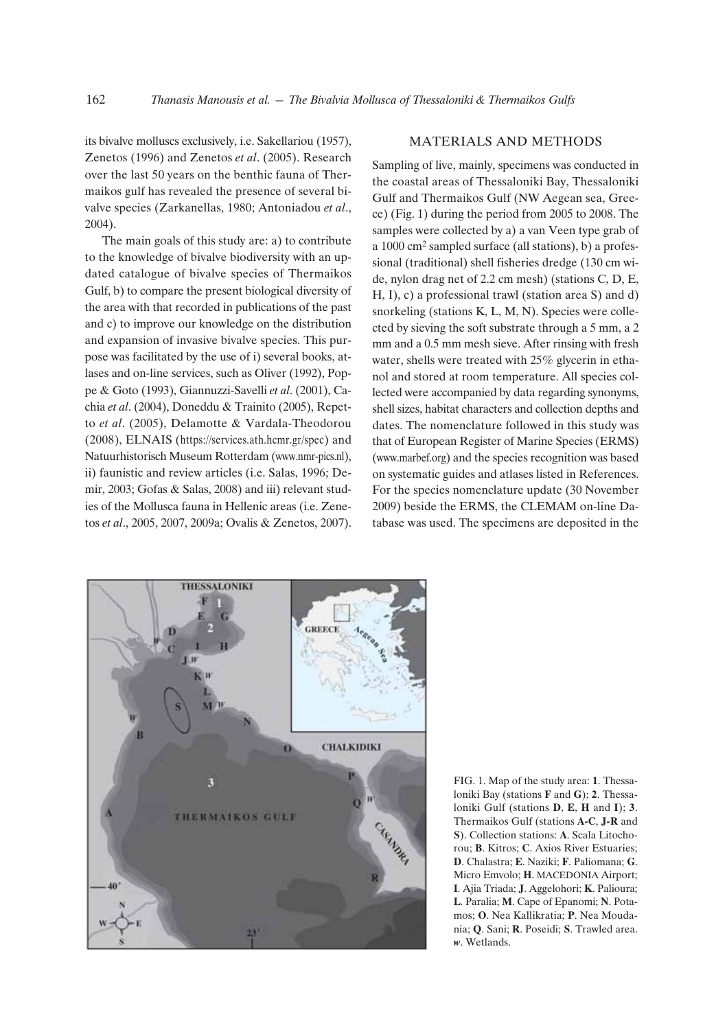its bivalve molluscs exclusively, i.e. Sakellariou (1957), Zenetos (1996) and Zenetos *et al*. (2005). Research over the last 50 years on the benthic fauna of Thermaikos gulf has revealed the presence of several bivalve species (Zarkanellas, 1980; Antoniadou *et al*., 2004).

The main goals of this study are: a) to contribute to the knowledge of bivalve biodiversity with an updated catalogue of bivalve species of Thermaikos Gulf, b) to compare the present biological diversity of the area with that recorded in publications of the past and c) to improve our knowledge on the distribution and expansion of invasive bivalve species. This purpose was facilitated by the use of i) several books, atlases and on-line services, such as Oliver (1992), Poppe & Goto (1993), Giannuzzi-Savelli *et al*. (2001), Cachia *et al*. (2004), Doneddu & Trainito (2005), Repetto *et al*. (2005), Delamotte & Vardala-Theodorou (2008), ELNAIS (https://services.ath.hcmr.gr/spec) and Natuurhistorisch Museum Rotterdam (www.nmr-pics.nl), ii) faunistic and review articles (i.e. Salas, 1996; Demir, 2003; Gofas & Salas, 2008) and iii) relevant studies of the Mollusca fauna in Hellenic areas (i.e. Zenetos *et al*., 2005, 2007, 2009a; Ovalis & Zenetos, 2007).

## MATERIALS AND METHODS

Sampling of live, mainly, specimens was conducted in the coastal areas of Thessaloniki Bay, Thessaloniki Gulf and Thermaikos Gulf (NW Aegean sea, Greece) (Fig. 1) during the period from 2005 to 2008. The samples were collected by a) a van Veen type grab of a 1000 $cm^2$ sampled surface (all stations), b) a professional (traditional) shell fisheries dredge (130 cm wide, nylon drag net of 2.2 cm mesh) (stations C, D, E, H, I), c) a professional trawl (station area S) and d) snorkeling (stations K, L, M, N). Species were collected by sieving the soft substrate through a 5 mm, a 2 mm and a 0.5 mm mesh sieve. After rinsing with fresh water, shells were treated with 25% glycerin in ethanol and stored at room temperature. All species collected were accompanied by data regarding synonyms, shell sizes, habitat characters and collection depths and dates. The nomenclature followed in this study was that of European Register of Marine Species (ERMS) (www.marbef.org) and the species recognition was based on systematic guides and atlases listed in References. For the species nomenclature update (30 November 2009) beside the ERMS, the CLEMAM on-line Database was used. The specimens are deposited in the

FIG. 1. Map of the study area: **1**. Thessaloniki Bay (stations **F** and **G**); **2**. Thessaloniki Gulf (stations **D**, **E**, **H** and **I**); **3**. Thermaikos Gulf (stations **A-C**, **J-R** and **S**). Collection stations: **A**. Scala Litochorou; **B**. Kitros; **C**. Axios River Estuaries; **D**. Chalastra; **E**. Naziki; **F**. Paliomana; **G**. Micro Emvolo; **H**. MACEDONIA Airport; **I**. Ajia Triada; **J**. Aggelohori; **K**. Palioura; **L**. Paralia; **M**. Cape of Epanomi; **N**. Potamos; **O**. Nea Kallikratia; **P**. Nea Moudania; **Q**. Sani; **R**. Poseidi; **S**. Trawled area. ***w***. Wetlands.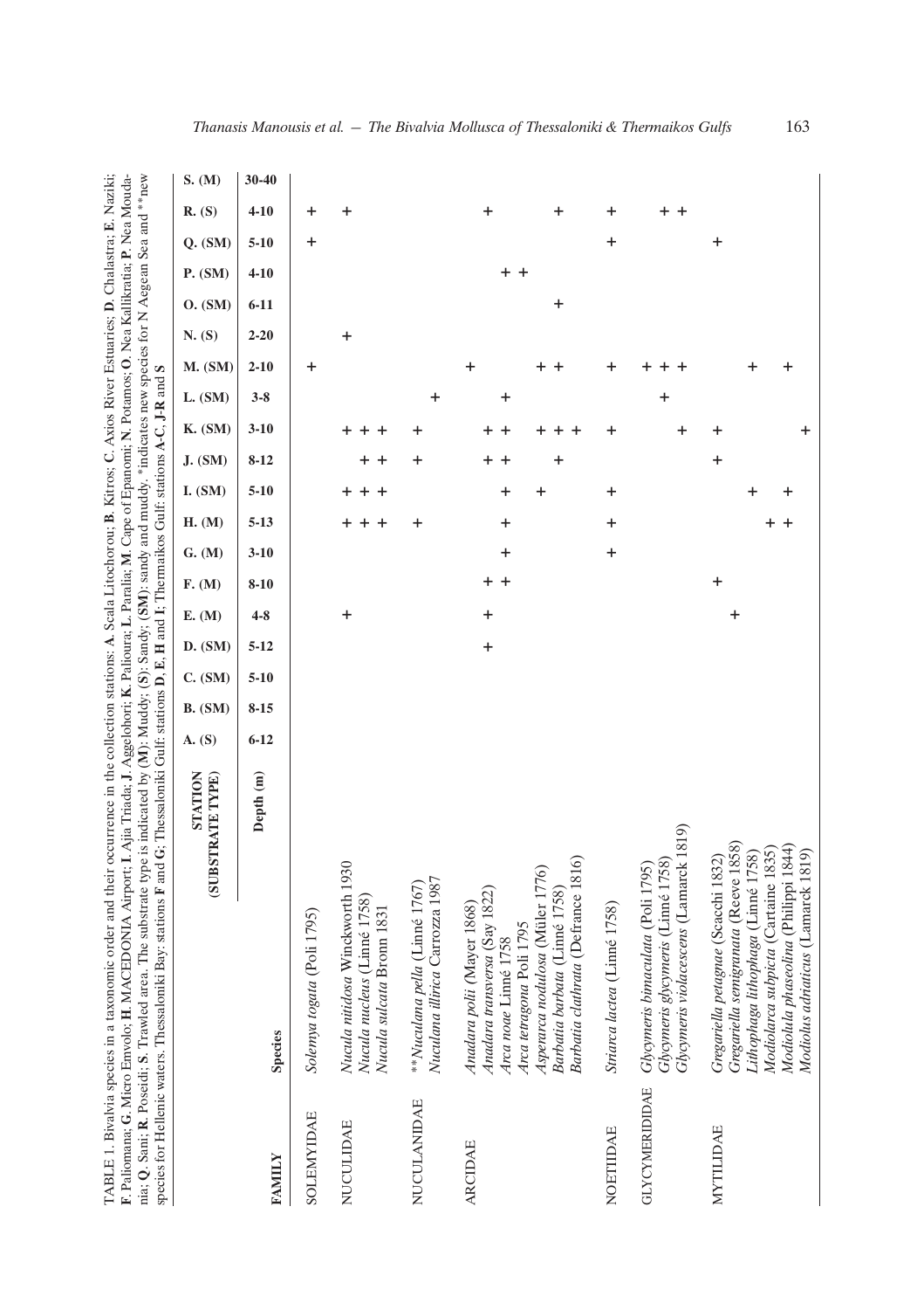TABLE 1. Bivalvia species in a taxonomic order and their occurrence in the collection stations: **A**. Scala Litochorou; **B**. Kitros; **C**. Axios River Estuaries; **D**. Chalastra; **E**. Naziki; **F**. Palioman**a**; **G**. Micro Emvolo; **H**. MACEDONIA Airport; **I**. Ajia Triada; **J**. Aggelohori; **K**. Palioura; **L**. Paralia; **M**. Cape of Epanomi; **N**. Potamos; **O**. Nea Kallikratia; **P**. Nea Moudania; **Q**. Sani; **R**. Poseidi; **S**. Trawled area. The substrate type is indicated by (**M**): Muddy; (**S**): Sandy; (**SM**): sandy and muddy. *indicates new species for N Aegean Sea and **new species for Hellenic waters. Thessaloniki Bay: stations **F** and **G**; Thessaloniki Gulf: stations **D**, **E**, **H** and **I**; Thermaikos Gulf: stations **A-C**, **J-R** and **S**

| FAMILY | STATION (SUBSTRATE TYPE) | A. (S) | B. (SM) | C. (SM) | D. (SM) | E. (M) | F. (M) | G. (M) | H. (M) | I. (SM) | J. (SM) | K. (SM) | L. (SM) | M. (SM) | N. (S) | O. (SM) | P. (SM) | Q. (SM) | R. (S) | S. (M) |
|---|---|---|---|---|---|---|---|---|---|---|---|---|---|---|---|---|---|---|---|---|
| | Depth (m) | 6-12 | 8-15 | 5-10 | 5-12 | 4-8 | 8-10 | 3-10 | 5-13 | 5-10 | 8-12 | 3-10 | 3-8 | 2-10 | 2-20 | 6-11 | 4-10 | 5-10 | 4-10 | 30-40 |
| | **Species** | | | | | | | | | | | | | | | | | | | |
| SOLEMYIDAE | *Solemya togata* (Poli 1795) | | | | | | | | | | | | | + | | | | + | + | |
| NUCULIDAE | *Nucula nitidosa* Winckworth 1930 | | | | | + | | | + | + | | + | | | + | | | | + | |
| | *Nucula nucleus* (Linné 1758) | | | | | | | | + | + | + | + | | | | | | | | |
| | *Nucula sulcata* Bronn 1831 | | | | | | | | + | + | + | + | | | | | | | | |
| NUCULANIDAE | **\*\****Nuculana pella* (Linné 1767) | | | | | | | | + | | + | + | | | | | | | | |
| | *Nuculana illirica* Carrozza 1987 | | | | | | | | | | | | + | | | | | | | |
| ARCIDAE | *Anadara polii* (Mayer 1868) | | | | | | | | | | | | | + | | | | | | |
| | *Anadara transversa* (Say 1822) | | | | + | + | + | | | | + | + | | | | | | | + | |
| | *Arca noae* Linné 1758 | | | | | | + | + | + | + | + | + | + | | | | | | | |
| | *Arca tetragona* Poli 1795 | | | | | | | | | | | | | | | | + | | | |
| | *Asperarca nodulosa* (Müller 1776) | | | | | | | | | + | | + | | + | | | + | | | |
| | *Barbatia barbata* (Linné 1758) | | | | | | | | | | + | + | | + | | + | | | + | |
| | *Barbatia clathrata* (Defrance 1816) | | | | | | | | | | | + | | | | | | | | |
| NOETIIDAE | *Striarca lactea* (Linné 1758) | | | | | | | + | + | + | | + | | + | | | | + | + | |
| GLYCYMERIDIDAE | *Glycymeris bimaculata* (Poli 1795) | | | | | | | | | | | | | + | | | | | | |
| | *Glycymeris glycymeris* (Linné 1758) | | | | | | | | | | | | + | + | | | | | + | |
| | *Glycymeris violacescens* (Lamarck 1819) | | | | | | | | | | | + | | + | | | | | + | |
| MYTILIDAE | *Gregariella petagnae* (Scacchi 1832) | | | | | | + | | | | + | + | | | | | | + | | |
| | *Gregariella semigranata* (Reeve 1858) | | | | | + | | | | | | | | | | | | | | |
| | *Lithophaga lithophaga* (Linné 1758) | | | | | | | | | + | | | | + | | | | | | |
| | *Modiolarca subpicta* (Cartaine 1835) | | | | | | | | + | | | | | | | | | | | |
| | *Modiolula phaseolina* (Philippi 1844) | | | | | | | | + | + | | | | + | | | | | | |
| | *Modiolus adriaticus* (Lamarck 1819) | | | | | | | | | | | + | | | | | | | | |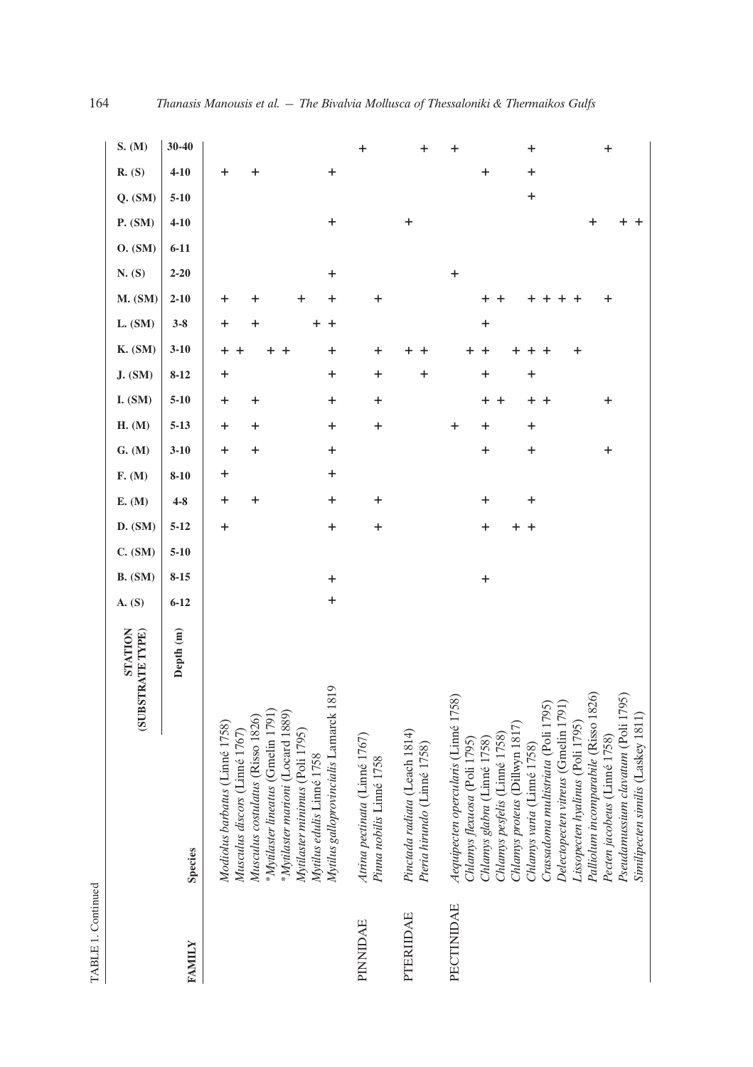TABLE 1. Continued

| FAMILY | Species | A. (S) | B. (SM) | C. (SM) | D. (SM) | E. (M) | F. (M) | G. (M) | H. (M) | I. (SM) | J. (SM) | K. (SM) | L. (SM) | M. (SM) | N. (S) | O. (SM) | P. (SM) | Q. (SM) | R. (S) | S. (M) |
|---|---|---|---|---|---|---|---|---|---|---|---|---|---|---|---|---|---|---|---|---|
| | Depth (m) | 6-12 | 8-15 | 5-10 | 5-12 | 4-8 | 8-10 | 3-10 | 5-13 | 5-10 | 8-12 | 3-10 | 3-8 | 2-10 | 2-20 | 6-11 | 4-10 | 5-10 | 4-10 | 30-40 |
| | *Modiolus barbatus* (Linné 1758) | | | | + | + | + | + | + | + | + | + | + | + | | | | | + | |
| | *Musculus discors* (Linné 1767) | | | | | | | | | | | + | | | | | | | | |
| | *Musculus costulatus* (Risso 1826) | | | | | + | | + | + | + | | | + | + | | | | | + | |
| | **Mytilaster lineatus* (Gmelin 1791) | | | | | | | | | | | + | | | | | | | | |
| | **Mytilaster marioni* (Locard 1889) | | | | | | | | | | | + | | | | | | | | |
| | *Mytilaster minimus* (Poli 1795) | | | | | | | | | | | | | + | | | | | | |
| | *Mytilus edulis* Linné 1758 | | | | | | | | | | | | + | | | | | | | |
| | *Mytilus galloprovincialis* Lamarck 1819 | + | + | | + | + | + | + | + | + | + | + | + | + | + | | + | | + | |
| PINNIDAE | *Atrina pectinata* (Linné 1767) | | | | | | | | | | | | | | | | | | | + |
| | *Pinna nobilis* Linné 1758 | | | | + | + | | | + | + | + | + | | + | | | | | | |
| PTERIIDAE | *Pinctada radiata* (Leach 1814) | | | | | | | | | | | + | | | | | + | | | |
| | *Pteria hirundo* (Linné 1758) | | | | | | | | | | + | + | | | | | | | | + |
| PECTINIDAE | *Aequipecten opercularis* (Linné 1758) | | | | | | | | + | | | | | | + | | | | | + |
| | *Chlamys flexuosa* (Poli 1795) | | | | | | | | | | | + | | | | | | | | |
| | *Chlamys glabra* (Linné 1758) | | + | | + | + | | + | + | + | + | + | + | + | | | | | + | |
| | *Chlamys pesfelis* (Linné 1758) | | | | | | | | | + | | | | + | | | | | | |
| | *Chlamys proteus* (Dillwyn 1817) | | | | + | | | | | | | + | | | | | | | | |
| | *Chlamys varia* (Linné 1758) | | | | + | + | | + | + | + | + | + | | + | | | | + | + | + |
| | *Crassadoma multistriata* (Poli 1795) | | | | | | | | | + | | + | | + | | | | | | |
| | *Delectopecten vitreus* (Gmelin 1791) | | | | | | | | | | | | | + | | | | | | |
| | *Lissopecten hyalinus* (Poli 1795) | | | | | | | | | | | + | | + | | | | | | |
| | *Palliolum incomparabile* (Risso 1826) | | | | | | | | | | | | | | | | + | | | |
| | *Pecten jacobeus* (Linné 1758) | | | | | | | + | | + | | | | + | | | | | | + |
| | *Pseudamussium clavatum* (Poli 1795) | | | | | | | | | | | | | | | | + | | | |
| | *Similipecten similis* (Laskey 1811) | | | | | | | | | | | | | | | | + | | | |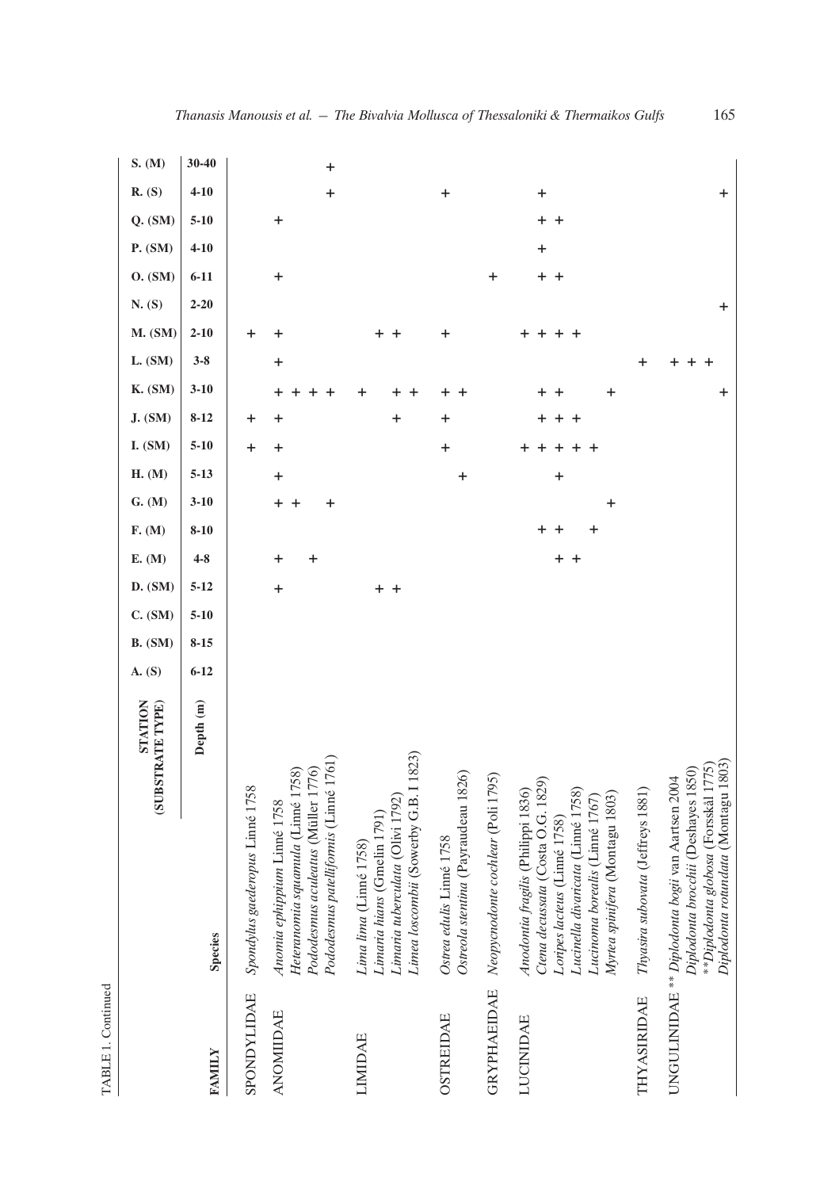TABLE 1. Continued

| FAMILY | Species | A. (S) | B. (SM) | C. (SM) | D. (SM) | E. (M) | F. (M) | G. (M) | H. (M) | I. (SM) | J. (SM) | K. (SM) | L. (SM) | M. (SM) | N. (S) | O. (SM) | P. (SM) | Q. (SM) | R. (S) | S. (M) |
|---|---|---|---|---|---|---|---|---|---|---|---|---|---|---|---|---|---|---|---|---|
| | Depth (m) | 6-12 | 8-15 | 5-10 | 5-12 | 4-8 | 8-10 | 3-10 | 5-13 | 5-10 | 8-12 | 3-10 | 3-8 | 2-10 | 2-20 | 6-11 | 4-10 | 5-10 | 4-10 | 30-40 |
| SPONDYLIDAE | *Spondylus gaederopus* Linné 1758 | | | | | | | | | + | + | | | + | | | | | | |
| ANOMIIDAE | *Anomia ephippium* Linné 1758 | | | | + | + | | + | + | + | + | + | + | + | | + | | + | | |
| | *Heteranomia squamula* (Linné 1758) | | | | | | | + | | | | + | | | | | | | | |
| | *Pododesmus aculeatus* (Müller 1776) | | | | | + | | | | | | + | | | | | | | | |
| | *Pododesmus patelliformis* (Linné 1761) | | | | | | | + | | | | + | | | | | | | + | + |
| LIMIDAE | *Lima lima* (Linné 1758) | | | | | | | | | | | + | | | | | | | | |
| | *Limaria hians* (Gmelin 1791) | | | | + | | | | | | | | | + | | | | | | |
| | *Limaria tuberculata* (Olivi 1792) | | | | + | | | | | | + | + | | + | | | | | | |
| | *Limea loscombii* (Sowerby G.B. I 1823) | | | | | | | | | | | + | | | | | | | | |
| OSTREIDAE | *Ostrea edulis* Linné 1758 | | | | | | | | | + | + | + | | + | | | | | + | |
| | *Ostreola stentina* (Payraudeau 1826) | | | | | | | | + | | | + | | | | | | | | |
| GRYPHAEIDAE | *Neopycnodonte cochlear* (Poli 1795) | | | | | | | | | | | | | | | + | | | | |
| LUCINIDAE | *Anodontia fragilis* (Philippi 1836) | | | | | | | | | + | | | | + | | | | | | |
| | *Ctena decussata* (Costa O.G. 1829) | | | | | | + | | | + | + | + | | + | | + | + | + | + | |
| | *Loripes lacteus* (Linné 1758) | | | | | + | + | | + | + | + | + | | + | | + | | + | | |
| | *Lucinella divaricata* (Linné 1758) | | | | | + | | | | + | + | | | + | | | | | | |
| | *Lucinoma borealis* (Linné 1767) | | | | | | + | | | + | | | | | | | | | | |
| | *Myrtea spinifera* (Montagu 1803) | | | | | | | + | | | | + | | | | | | | | |
| THYASIRIDAE | *Thyasira subovata* (Jeffreys 1881) | | | | | | | | | | | | + | | | | | | | |
| UNGULINIDAE | ** *Diplodonta bogii* van Aartsen 2004 | | | | | | | | | | | | + | | | | | | | |
| | *Diplodonta brocchii* (Deshayes 1850) | | | | | | | | | | | | + | | | | | | | |
| | ** *Diplodonta globosa* (Forsskål 1775) | | | | | | | | | | | + | + | | | | | | | |
| | *Diplodonta rotundata* (Montagu 1803) | | | | | | | | | | | | | | + | | | | + | |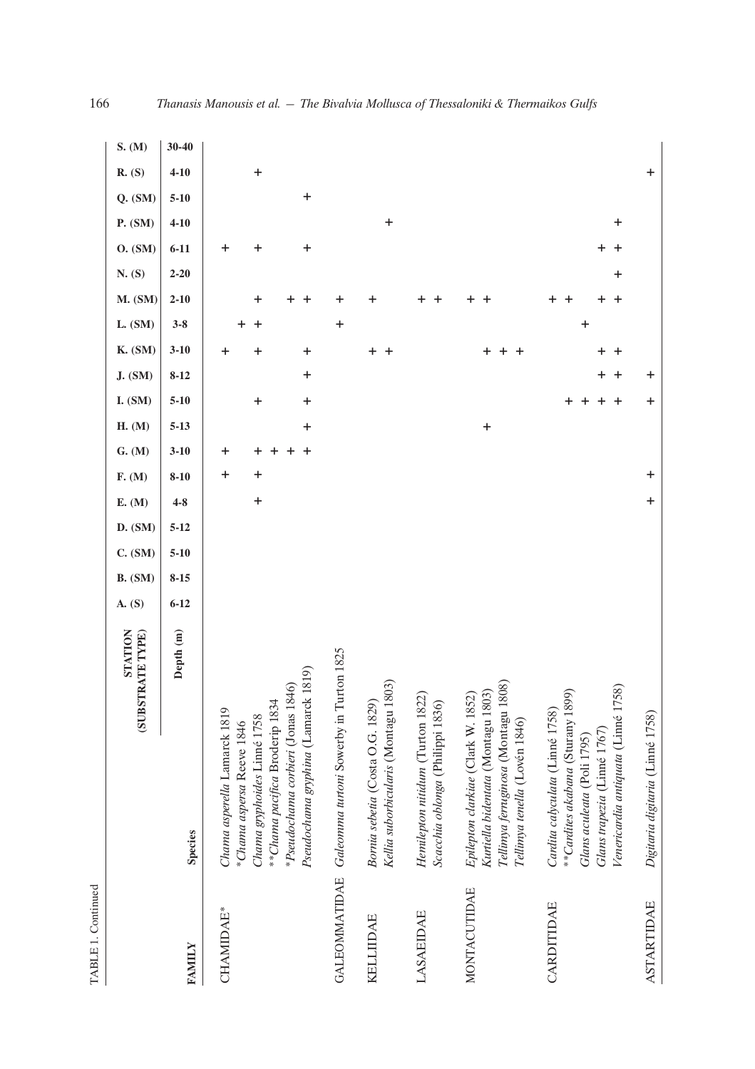TABLE 1. Continued

| FAMILY | Species | A. (S) | B. (SM) | C. (SM) | D. (SM) | E. (M) | F. (M) | G. (M) | H. (M) | I. (SM) | J. (SM) | K. (SM) | L. (SM) | M. (SM) | N. (S) | O. (SM) | P. (SM) | Q. (SM) | R. (S) | S. (M) |
|---|---|---|---|---|---|---|---|---|---|---|---|---|---|---|---|---|---|---|---|---|
| | Depth (m) | 6-12 | 8-15 | 5-10 | 5-12 | 4-8 | 8-10 | 3-10 | 5-13 | 5-10 | 8-12 | 3-10 | 3-8 | 2-10 | 2-20 | 6-11 | 4-10 | 5-10 | 4-10 | 30-40 |
| CHAMIDAE* | *Chama asperella* Lamarck 1819 | | | | | | + | + | | | | + | | | | + | | | | |
| | \**Chama aspersa* Reeve 1846 | | | | | | | | | | | | + | | | | | | | |
| | *Chama gryphoides* Linné 1758 | | | | | + | + | + | | + | | + | + | + | | + | | | + | |
| | \*\**Chama pacifica* Broderip 1834 | | | | | | | + | | | | | | | | | | | | |
| | \**Pseudochama corbieri* (Jonas 1846) | | | | | | | + | | | | | | + | | | | | | |
| | *Pseudochama gryphina* (Lamarck 1819) | | | | | | | + | + | + | + | + | | + | | + | | + | | |
| GALEOMMATIDAE | *Galeomma turtoni* Sowerby in Turton 1825 | | | | | | | | | | | | + | + | | | | | | |
| KELLIIDAE | *Bornia sebetia* (Costa O.G. 1829) | | | | | | | | | | | + | | + | | | | | | |
| | *Kellia suborbicularis* (Montagu 1803) | | | | | | | | | | | + | | | | | + | | | |
| LASAEIDAE | *Hemilepton nitidum* (Turton 1822) | | | | | | | | | | | | | + | | | | | | |
| | *Scacchia oblonga* (Philippi 1836) | | | | | | | | | | | | | + | | | | | | |
| MONTACUTIDAE | *Epilepton clarkiae* (Clark W. 1852) | | | | | | | | | | | | | + | | | | | | |
| | *Kurtiella bidentata* (Montagu 1803) | | | | | | | | + | | | + | | + | | | | | | |
| | *Tellimya ferruginosa* (Montagu 1808) | | | | | | | | | | | + | | | | | | | | |
| | *Tellimya tenella* (Lovén 1846) | | | | | | | | | | | + | | | | | | | | |
| CARDITIDAE | *Cardita calyculata* (Linné 1758) | | | | | | | | | | | | | + | | | | | | |
| | \*\**Cardites akabana* (Sturany 1899) | | | | | | | | | + | | | | + | | | | | | |
| | *Glans aculeata* (Poli 1795) | | | | | | | | | + | | | + | | | | | | | |
| | *Glans trapezia* (Linné 1767) | | | | | | | | | + | + | + | | + | | + | | | | |
| | *Venericardia antiquata* (Linné 1758) | | | | | | | | | + | + | + | | + | + | + | + | | | |
| ASTARTIDAE | *Digitaria digitaria* (Linné 1758) | | | | | + | + | | | + | + | | | | | | | | + | |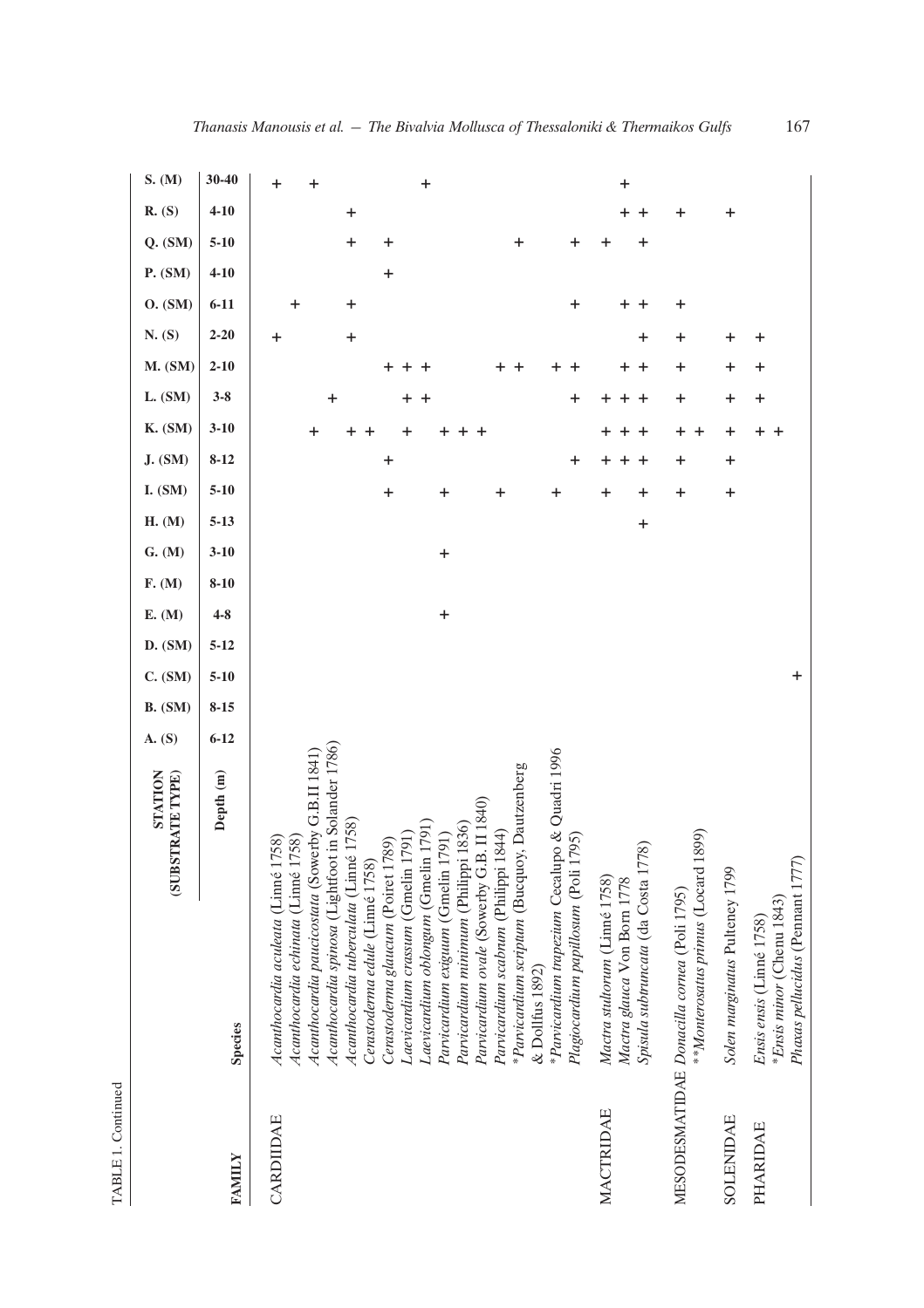TABLE 1. Continued

| FAMILY | Species | A. (S) | B. (SM) | C. (SM) | D. (SM) | E. (M) | F. (M) | G. (M) | H. (M) | I. (SM) | J. (SM) | K. (SM) | L. (SM) | M. (SM) | N. (S) | O. (SM) | P. (SM) | Q. (SM) | R. (S) | S. (M) |
|---|---|---|---|---|---|---|---|---|---|---|---|---|---|---|---|---|---|---|---|---|
| | Depth (m) | 6-12 | 8-15 | 5-10 | 5-12 | 4-8 | 8-10 | 3-10 | 5-13 | 5-10 | 8-12 | 3-10 | 3-8 | 2-10 | 2-20 | 6-11 | 4-10 | 5-10 | 4-10 | 30-40 |
| CARDIIDAE | *Acanthocardia aculeata* (Linné 1758) | | | | | | | | | | | | | | + | | | | | + |
| | *Acanthocardia echinata* (Linné 1758) | | | | | | | | | | | | | | | + | | | | |
| | *Acanthocardia paucicostata* (Sowerby G.B.II 1841) | | | | | | | | | | | + | | | | | | | | + |
| | *Acanthocardia spinosa* (Lightfoot in Solander 1786) | | | | | | | | | | | | + | | | | | | | |
| | *Acanthocardia tuberculata* (Linné 1758) | | | | | | | | | | | + | | | + | + | | + | + | |
| | *Cerastoderma edule* (Linné 1758) | | | | | | | | | | | + | | | | | | | | |
| | *Cerastoderma glaucum* (Poiret 1789) | | | | | | | | | + | + | | | + | | | + | + | | |
| | *Laevicardium crassum* (Gmelin 1791) | | | | | | | | | | | + | + | + | | | | | | |
| | *Laevicardium oblongum* (Gmelin 1791) | | | | | | | | | | | | + | + | | | | | | + |
| | *Parvicardium exiguum* (Gmelin 1791) | | | | | + | | + | | + | | + | | | | | | | | |
| | *Parvicardium minimum* (Philippi 1836) | | | | | | | | | | | + | | | | | | | | |
| | *Parvicardium ovale* (Sowerby G.B. II 1840) | | | | | | | | | | | + | | | | | | | | |
| | *Parvicardium scabrum* (Philippi 1844) | | | | | | | | | + | | | | + | | | | | | |
| | **Parvicardium scriptum* (Bucquoy, Dautzenberg & Dollfus 1892) | | | | | | | | | | | | | + | | | | + | | |
| | **Parvicardium trapezium* Cecalupo & Quadri 1996 | | | | | | | | | + | | | | + | | | | | | |
| | *Plagiocardium papillosum* (Poli 1795) | | | | | | | | | | + | | + | + | | + | | + | | |
| MACTRIDAE | *Mactra stultorum* (Linné 1758) | | | | | | | | | + | + | + | + | | | | | + | | |
| | *Mactra glauca* Von Born 1778 | | | | | | | | | | + | + | + | + | | + | | | + | + |
| | *Spisula subtruncata* (da Costa 1778) | | | | | | | | + | + | + | + | + | + | + | + | | + | + | |
| MESODESMATIDAE | *Donacilla cornea* (Poli 1795) | | | | | | | | | + | + | + | + | + | + | + | | | + | |
| | ***Monterosatus primus* (Locard 1899) | | | | | | | | | | | + | | | | | | | | |
| SOLENIDAE | *Solen marginatus* Pulteney 1799 | | | | | | | | | + | + | + | + | + | + | | | | + | |
| PHARIDAE | *Ensis ensis* (Linné 1758) | | | | | | | | | | | + | + | + | + | | | | | |
| | **Ensis minor* (Chenu 1843) | | | | | | | | | | | + | | | | | | | | |
| | *Phaxas pellucidus* (Pennant 1777) | | | + | | | | | | | | | | | | | | | | |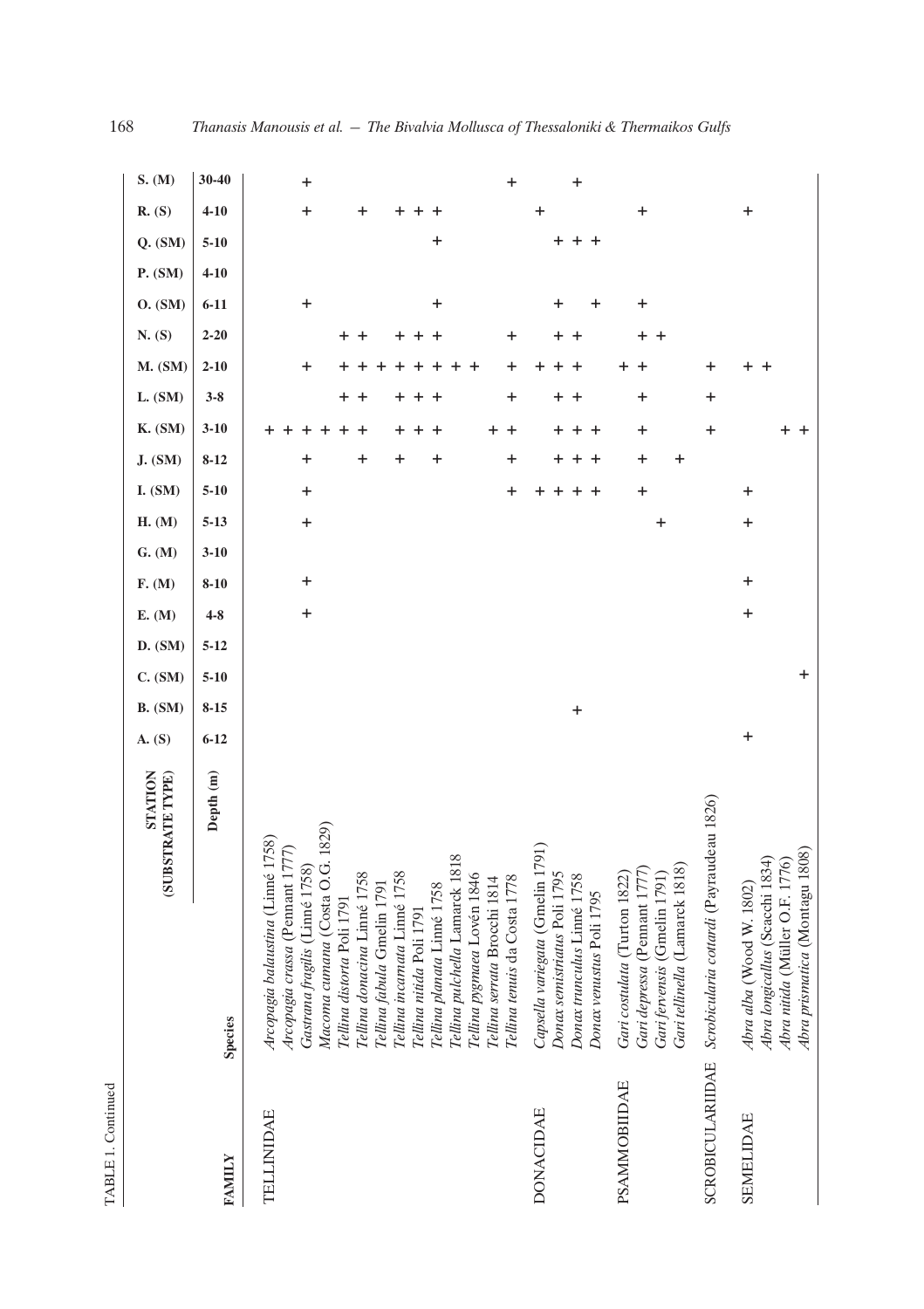TABLE 1. Continued

| FAMILY | STATION (SUBSTRATE TYPE) | A. (S) | B. (SM) | C. (SM) | D. (SM) | E. (M) | F. (M) | G. (M) | H. (M) | I. (SM) | J. (SM) | K. (SM) | L. (SM) | M. (SM) | N. (S) | O. (SM) | P. (SM) | Q. (SM) | R. (S) | S. (M) |
|---|---|---|---|---|---|---|---|---|---|---|---|---|---|---|---|---|---|---|---|---|
| | Species / Depth (m) | 6-12 | 8-15 | 5-10 | 5-12 | 4-8 | 8-10 | 3-10 | 5-13 | 5-10 | 8-12 | 3-10 | 3-8 | 2-10 | 2-20 | 6-11 | 4-10 | 5-10 | 4-10 | 30-40 |
| TELLINIDAE | *Arcopagia balaustina* (Linné 1758) | | | | | | | | | | | + | | | | | | | | |
| | *Arcopagia crassa* (Pennant 1777) | | | | | | | | | | | + | | | | | | | | |
| | *Gastrana fragilis* (Linné 1758) | | | | | + | + | | + | + | + | + | | + | | + | | | + | + |
| | *Macoma cumana* (Costa O.G. 1829) | | | | | | | | | | | + | | | | | | | | |
| | *Tellina distorta* Poli 1791 | | | | | | | | | | | + | + | + | + | | | | | |
| | *Tellina donacina* Linné 1758 | | | | | | | | | | + | + | + | + | + | | | | + | |
| | *Tellina fabula* Gmelin 1791 | | | | | | | | | | | | | + | | | | | | |
| | *Tellina incarnata* Linné 1758 | | | | | | | | | | + | + | + | + | + | | | | + | |
| | *Tellina nitida* Poli 1791 | | | | | | | | | | | + | + | + | + | | | | + | |
| | *Tellina planata* Linné 1758 | | | | | | | | | | + | + | + | + | + | + | | + | + | |
| | *Tellina pulchella* Lamarck 1818 | | | | | | | | | | | | | + | | | | | | |
| | *Tellina pygmaea* Lovén 1846 | | | | | | | | | | | | | + | | | | | | |
| | *Tellina serrata* Brocchi 1814 | | | | | | | | | | | + | | | | | | | | |
| | *Tellina tenuis* da Costa 1778 | | | | | | | | | + | + | + | + | + | + | | | | | + |
| DONACIDAE | *Capsella variegata* (Gmelin 1791) | | | | | | | | | + | | | | + | | | | | + | |
| | *Donax semistriatus* Poli 1795 | | | | | | | | | + | + | + | + | + | + | + | | + | | |
| | *Donax trunculus* Linné 1758 | | + | | | | | | | + | + | + | + | + | + | | | + | | + |
| | *Donax venustus* Poli 1795 | | | | | | | | | + | + | + | | | | + | | + | | |
| PSAMMOBIIDAE | *Gari costulata* (Turton 1822) | | | | | | | | | | | | | + | | | | | | |
| | *Gari depressa* (Pennant 1777) | | | | | | | | | + | + | + | + | + | + | + | | | + | |
| | *Gari fervensis* (Gmelin 1791) | | | | | | | | + | | | | | | + | | | | | |
| | *Gari tellinella* (Lamarck 1818) | | | | | | | | | | + | | | | | | | | | |
| SCROBICULARIIDAE | *Scrobicularia cottardi* (Payraudeau 1826) | | | | | | | | | | | + | + | + | | | | | | |
| SEMELIDAE | *Abra alba* (Wood W. 1802) | + | | | | + | + | | + | + | | | | + | | | | | + | |
| | *Abra longicallus* (Scacchi 1834) | | | | | | | | | | | | | + | | | | | | |
| | *Abra nitida* (Müller O.F. 1776) | | | | | | | | | | | + | | | | | | | | |
| | *Abra prismatica* (Montagu 1808) | | | + | | | | | | | | + | | | | | | | | |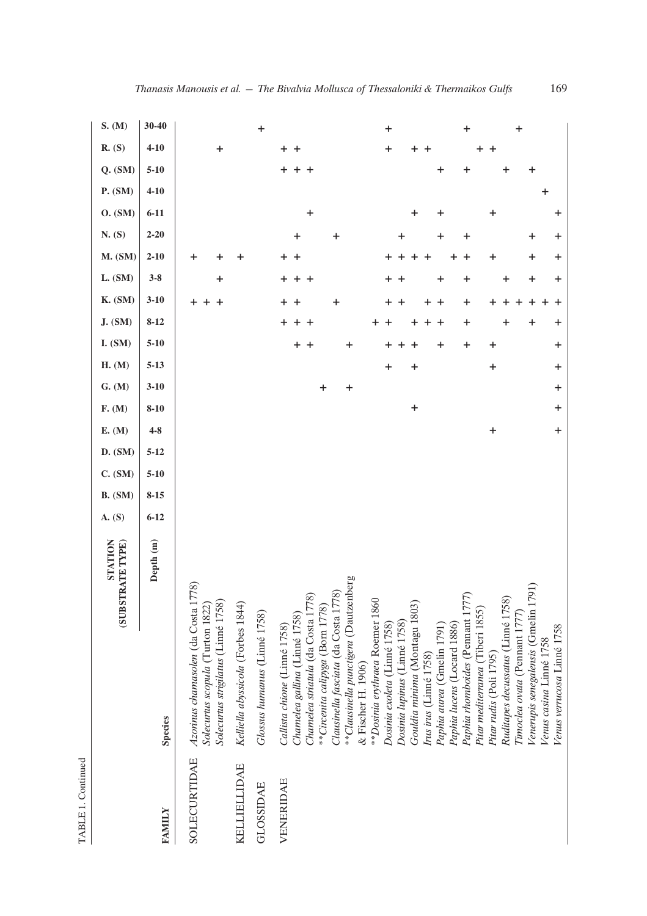TABLE 1. Continued

| FAMILY | Species | A. (S) | B. (SM) | C. (SM) | D. (SM) | E. (M) | F. (M) | G. (M) | H. (M) | I. (SM) | J. (SM) | K. (SM) | L. (SM) | M. (SM) | N. (S) | O. (SM) | P. (SM) | Q. (SM) | R. (S) | S. (M) |
|---|---|---|---|---|---|---|---|---|---|---|---|---|---|---|---|---|---|---|---|---|
| | Depth (m) | 6-12 | 8-15 | 5-10 | 5-12 | 4-8 | 8-10 | 3-10 | 5-13 | 5-10 | 8-12 | 3-10 | 3-8 | 2-10 | 2-20 | 6-11 | 4-10 | 5-10 | 4-10 | 30-40 |
| SOLECURTIDAE | *Azorinus chamasolen* (da Costa 1778) | | | | | | | | | | | + | | + | | | | | | |
| | *Solecurtus scopula* (Turton 1822) | | | | | | | | | | | + | | | | | | | | |
| | *Solecurtus strigilatus* (Linné 1758) | | | | | | | | | | | + | + | + | | | | | + | |
| KELLIELLIDAE | *Kelliella abyssicola* (Forbes 1844) | | | | | | | | | | | | | + | | | | | | |
| GLOSSIDAE | *Glossus humanus* (Linné 1758) | | | | | | | | | | | | | | | | | | | + |
| VENERIDAE | *Callista chione* (Linné 1758) | | | | | | | | | | + | + | + | + | | | | + | + | |
| | *Chamelea gallina* (Linné 1758) | | | | | | | | | + | + | + | + | + | + | | | + | + | |
| | *Chamelea striatula* (da Costa 1778) | | | | | | | | | + | + | | + | | | + | | + | | |
| | \*\**Circenita calipyga* (Born 1778) | | | | | | | + | | | | | | | | | | | | |
| | *Clausinella fasciata* (da Costa 1778) | | | | | | | | | | | + | | | + | | | | | |
| | \*\**Clausinella punctigera* (Dautzenberg & Fischer H. 1906) | | | | | | | + | | + | | | | | | | | | | |
| | \*\**Dosinia erythraea* Roemer 1860 | | | | | | | | | | + | | | | | | | | | |
| | *Dosinia exoleta* (Linné 1758) | | | | | | | | + | + | + | + | + | + | | | | | + | + |
| | *Dosinia lupinus* (Linné 1758) | | | | | | | | | + | | + | + | + | + | | | | | |
| | *Gouldia minima* (Montagu 1803) | | | | | | + | | + | + | + | | | + | | + | | | + | |
| | *Irus irus* (Linné 1758) | | | | | | | | | | + | + | | + | | | | | + | |
| | *Paphia aurea* (Gmelin 1791) | | | | | | | | | + | + | + | + | | + | + | | + | | |
| | *Paphia lucens* (Locard 1886) | | | | | | | | | | | | | + | | | | | | |
| | *Paphia rhomboides* (Pennant 1777) | | | | | | | | | + | + | + | + | + | + | | | + | | + |
| | *Pitar mediterranea* (Tiberi 1855) | | | | | | | | | | | | | | | | | | + | |
| | *Pitar rudis* (Poli 1795) | | | | | + | | | + | + | | + | | + | | + | | | + | |
| | *Ruditapes decussatus* (Linné 1758) | | | | | | | | | | + | + | + | | | | | + | | |
| | *Timoclea ovata* (Pennant 1777) | | | | | | | | | | | + | | | | | | | | + |
| | *Venerupis senegalensis* (Gmelin 1791) | | | | | | | | | | + | + | + | + | + | | | + | | |
| | *Venus casina* Linné 1758 | | | | | | | | | | | + | | | | | + | | | |
| | *Venus verrucosa* Linné 1758 | | | | | + | + | + | + | + | + | + | + | + | + | + | | | | |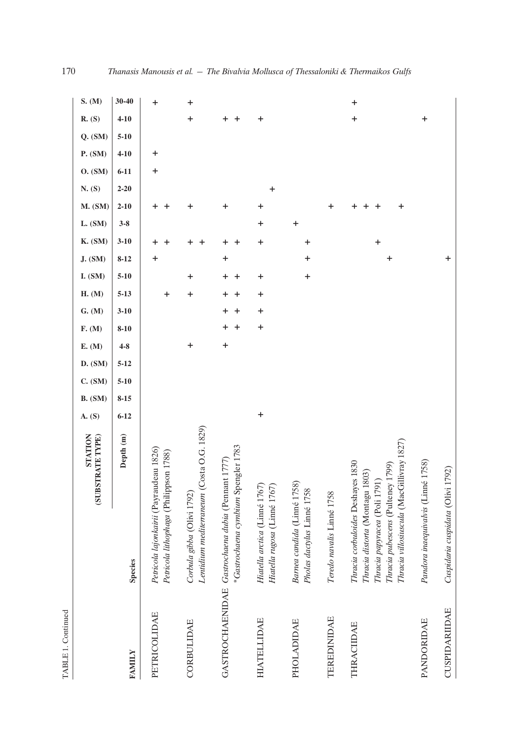TABLE 1. Continued

| FAMILY | Species | A. (S) | B. (SM) | C. (SM) | D. (SM) | E. (M) | F. (M) | G. (M) | H. (M) | I. (SM) | J. (SM) | K. (SM) | L. (SM) | M. (SM) | N. (S) | O. (SM) | P. (SM) | Q. (SM) | R. (S) | S. (M) |
|---|---|---|---|---|---|---|---|---|---|---|---|---|---|---|---|---|---|---|---|---|
| | Depth (m) | 6-12 | 8-15 | 5-10 | 5-12 | 4-8 | 8-10 | 3-10 | 5-13 | 5-10 | 8-12 | 3-10 | 3-8 | 2-10 | 2-20 | 6-11 | 4-10 | 5-10 | 4-10 | 30-40 |
| PETRICOLIDAE | *Petricola lajonkairii* (Payraudeau 1826) | | | | | | | | | | + | + | | + | | + | + | | | + |
| | *Petricola lithophaga* (Philippson 1788) | | | | | | | | + | | | + | | + | | | | | | |
| CORBULIDAE | *Corbula gibba* (Olivi 1792) | | | | | + | | | + | + | | + | | + | | | | | + | + |
| | *Lentidium mediterraneum* (Costa O.G. 1829) | | | | | | | | | | | + | | | | | | | | |
| GASTROCHAENIDAE | *Gastrochaena dubia* (Pennant 1777) | | | | | + | + | + | + | + | + | + | | + | | | | | + | |
| | **Gastrochaena cymbium* Spengler 1783 | | | | | | + | + | + | + | | + | | | | | | | + | |
| HIATELLIDAE | *Hiatella arctica* (Linné 1767) | + | | | | | + | + | + | + | | + | + | + | | | | | + | |
| | *Hiatella rugosa* (Linné 1767) | | | | | | | | | | | | | | + | | | | | |
| PHOLADIDAE | *Barnea candida* (Linné 1758) | | | | | | | | | | | | + | | | | | | | |
| | *Pholas dactylus* Linné 1758 | | | | | | | | | + | + | + | | | | | | | | |
| TEREDINIDAE | *Teredo navalis* Linné 1758 | | | | | | | | | | | | | + | | | | | | |
| THRACIIDAE | *Thracia corbuloides* Deshayes 1830 | | | | | | | | | | | | | + | | | | | + | + |
| | *Thracia distorta* (Montagu 1803) | | | | | | | | | | | | | + | | | | | | |
| | *Thracia papyracea* (Poli 1791) | | | | | | | | | | | + | | + | | | | | | |
| | *Thracia pubescens* (Pulteney 1799) | | | | | | | | | | + | | | | | | | | | |
| | *Thracia villosiuscula* (MacGillivray 1827) | | | | | | | | | | | | | + | | | | | | |
| PANDORIDAE | *Pandora inaequivalvis* (Linné 1758) | | | | | | | | | | | | | | | | | | + | |
| CUSPIDARIIDAE | *Cuspidaria cuspidata* (Olivi 1792) | | | | | | | | | | + | | | | | | | | | |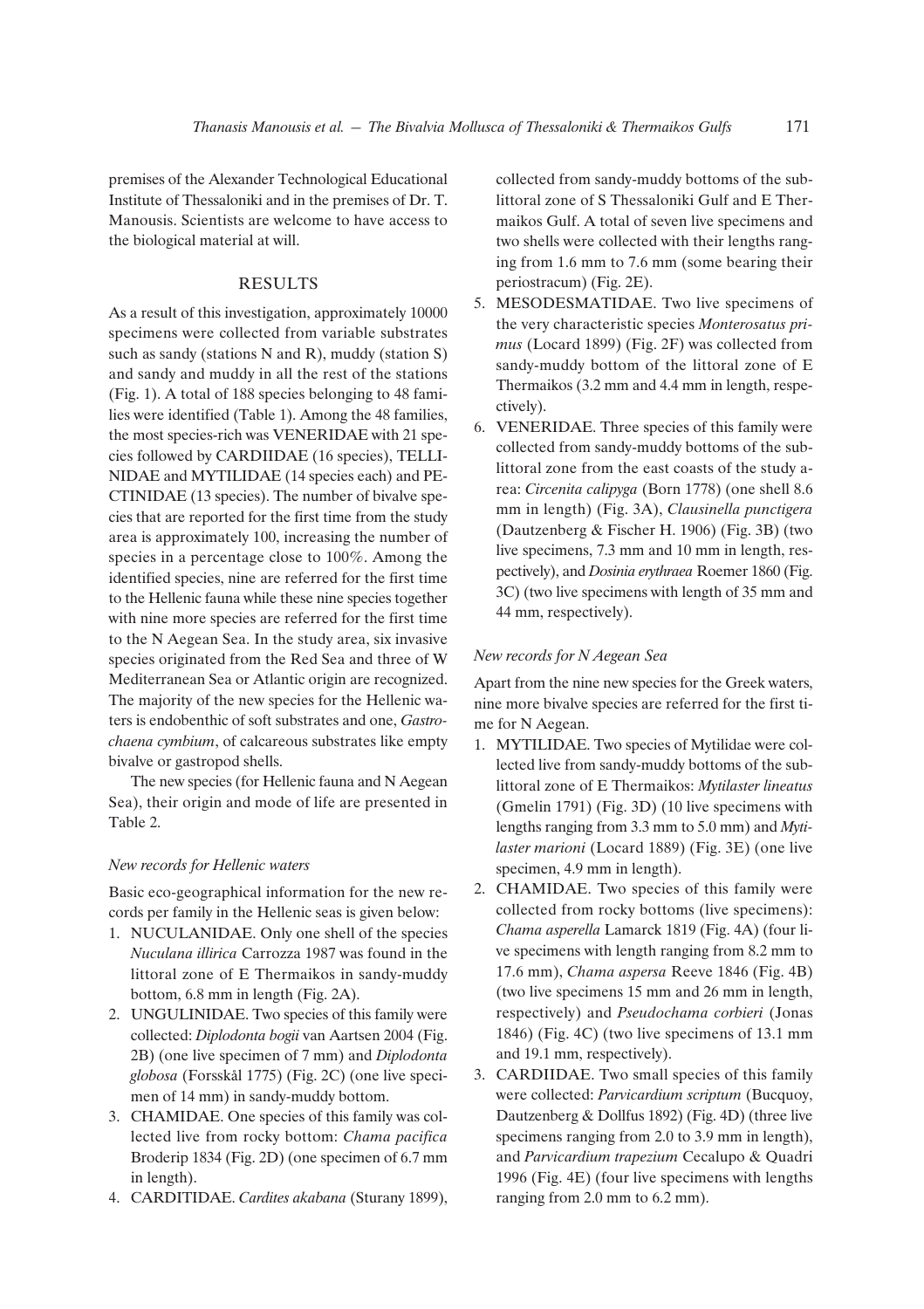premises of the Alexander Technological Educational Institute of Thessaloniki and in the premises of Dr. T. Manousis. Scientists are welcome to have access to the biological material at will.

## RESULTS

As a result of this investigation, approximately 10000 specimens were collected from variable substrates such as sandy (stations N and R), muddy (station S) and sandy and muddy in all the rest of the stations (Fig. 1). A total of 188 species belonging to 48 families were identified (Table 1). Among the 48 families, the most species-rich was VENERIDAE with 21 species followed by CARDIIDAE (16 species), TELLINIDAE and MYTILIDAE (14 species each) and PECTINIDAE (13 species). The number of bivalve species that are reported for the first time from the study area is approximately 100, increasing the number of species in a percentage close to 100%. Among the identified species, nine are referred for the first time to the Hellenic fauna while these nine species together with nine more species are referred for the first time to the N Aegean Sea. In the study area, six invasive species originated from the Red Sea and three of W Mediterranean Sea or Atlantic origin are recognized. The majority of the new species for the Hellenic waters is endobenthic of soft substrates and one, *Gastrochaena cymbium*, of calcareous substrates like empty bivalve or gastropod shells.

The new species (for Hellenic fauna and N Aegean Sea), their origin and mode of life are presented in Table 2.

### *New records for Hellenic waters*

Basic eco-geographical information for the new records per family in the Hellenic seas is given below:

1. NUCULANIDAE. Only one shell of the species *Nuculana illirica* Carrozza 1987 was found in the littoral zone of E Thermaikos in sandy-muddy bottom, 6.8 mm in length (Fig. 2A).
2. UNGULINIDAE. Two species of this family were collected: *Diplodonta bogii* van Aartsen 2004 (Fig. 2B) (one live specimen of 7 mm) and *Diplodonta globosa* (Forsskål 1775) (Fig. 2C) (one live specimen of 14 mm) in sandy-muddy bottom.
3. CHAMIDAE. One species of this family was collected live from rocky bottom: *Chama pacifica* Broderip 1834 (Fig. 2D) (one specimen of 6.7 mm in length).
4. CARDITIDAE. *Cardites akabana* (Sturany 1899), collected from sandy-muddy bottoms of the sublittoral zone of S Thessaloniki Gulf and E Thermaikos Gulf. A total of seven live specimens and two shells were collected with their lengths ranging from 1.6 mm to 7.6 mm (some bearing their periostracum) (Fig. 2E).
5. MESODESMATIDAE. Two live specimens of the very characteristic species *Monterosatus primus* (Locard 1899) (Fig. 2F) was collected from sandy-muddy bottom of the littoral zone of E Thermaikos (3.2 mm and 4.4 mm in length, respectively).
6. VENERIDAE. Three species of this family were collected from sandy-muddy bottoms of the sublittoral zone from the east coasts of the study area: *Circenita calipyga* (Born 1778) (one shell 8.6 mm in length) (Fig. 3A), *Clausinella punctigera* (Dautzenberg & Fischer H. 1906) (Fig. 3B) (two live specimens, 7.3 mm and 10 mm in length, respectively), and *Dosinia erythraea* Roemer 1860 (Fig. 3C) (two live specimens with length of 35 mm and 44 mm, respectively).

### *New records for N Aegean Sea*

Apart from the nine new species for the Greek waters, nine more bivalve species are referred for the first time for N Aegean.

1. MYTILIDAE. Two species of Mytilidae were collected live from sandy-muddy bottoms of the sublittoral zone of E Thermaikos: *Mytilaster lineatus* (Gmelin 1791) (Fig. 3D) (10 live specimens with lengths ranging from 3.3 mm to 5.0 mm) and *Mytilaster marioni* (Locard 1889) (Fig. 3E) (one live specimen, 4.9 mm in length).
2. CHAMIDAE. Two species of this family were collected from rocky bottoms (live specimens): *Chama asperella* Lamarck 1819 (Fig. 4A) (four live specimens with length ranging from 8.2 mm to 17.6 mm), *Chama aspersa* Reeve 1846 (Fig. 4B) (two live specimens 15 mm and 26 mm in length, respectively) and *Pseudochama corbieri* (Jonas 1846) (Fig. 4C) (two live specimens of 13.1 mm and 19.1 mm, respectively).
3. CARDIIDAE. Two small species of this family were collected: *Parvicardium scriptum* (Bucquoy, Dautzenberg & Dollfus 1892) (Fig. 4D) (three live specimens ranging from 2.0 to 3.9 mm in length), and *Parvicardium trapezium* Cecalupo & Quadri 1996 (Fig. 4E) (four live specimens with lengths ranging from 2.0 mm to 6.2 mm).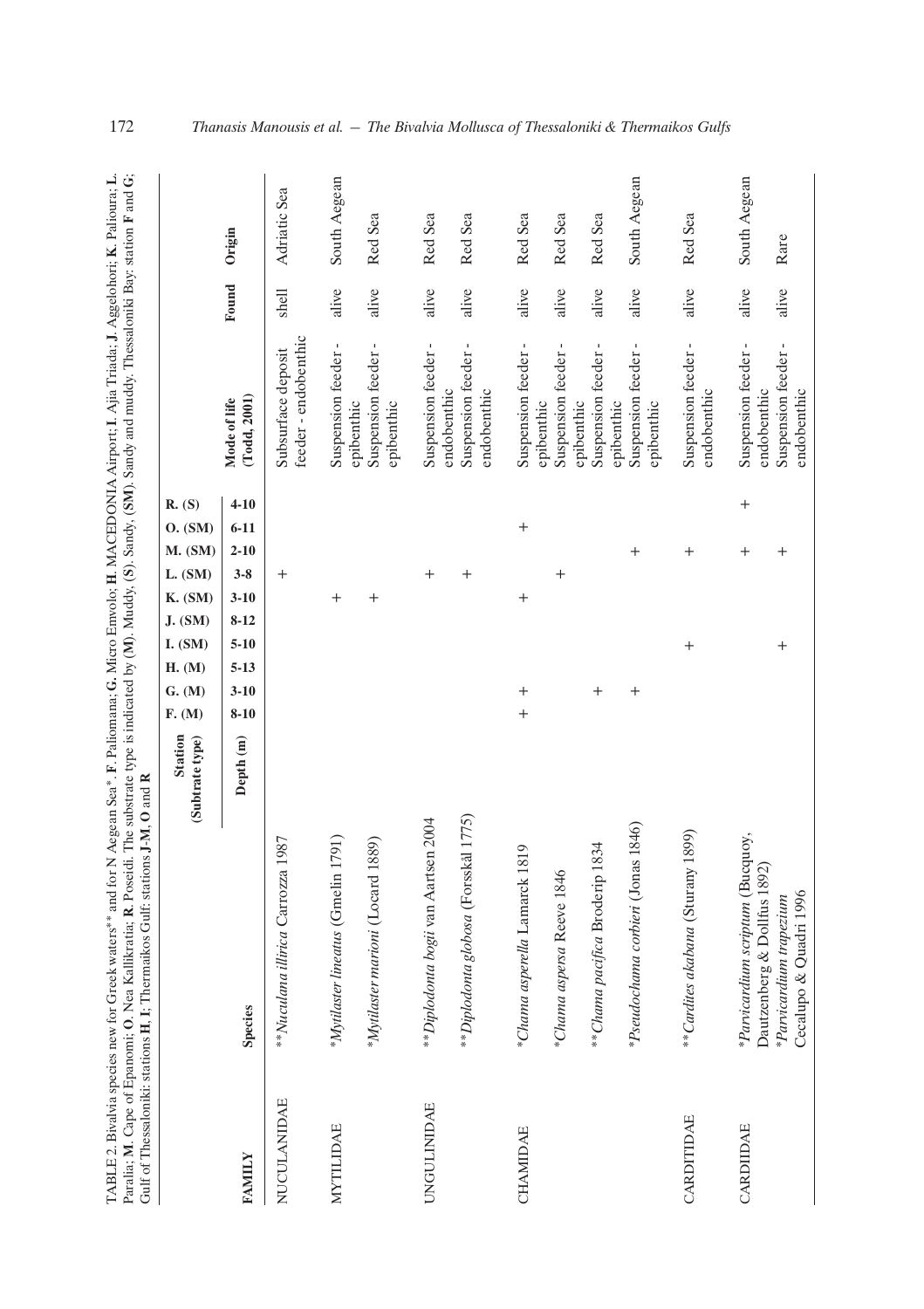TABLE 2. Bivalvia species new for Greek waters** and for N Aegean Sea*. **F**. Paliomana; **G.** Micro Emvolo; **H**. MACEDONIA Airport; **I**. Ajia Triada; **J**. Aggelohori; **K**. Palioura; **L**. Paralia; **M**. Cape of Epanomi; **O**. Nea Kallikratia; **R**. Poseidi. The substrate type is indicated by (**M**). Muddy, (**S**). Sandy, (**SM**). Sandy and muddy. Thessaloniki Bay: station **F** and **G**; Gulf of Thessaloniki: stations **H**, **I**; Thermaikos Gulf: stations **J-M**, **O** and **R**

| | Station (Subtrate type) | F. (M) | G. (M) | H. (M) | I. (SM) | J. (SM) | K. (SM) | L. (SM) | M. (SM) | O. (SM) | R. (S) | | | |
|---|---|---|---|---|---|---|---|---|---|---|---|---|---|---|
| **FAMILY** | **Species** Depth (m) | **8-10** | **3-10** | **5-13** | **5-10** | **8-12** | **3-10** | **3-8** | **2-10** | **6-11** | **4-10** | **Mode of life (Todd, 2001)** | **Found** | **Origin** |
| NUCULANIDAE | \*\**Nuculana illirica* Carrozza 1987 | | | | | | | + | | | | Subsurface deposit feeder - endobenthic | shell | Adriatic Sea |
| MYTILIDAE | \**Mytilaster lineatus* (Gmelin 1791) | | | | | | + | | | | | Suspension feeder - epibenthic | alive | South Aegean |
| | \**Mytilaster marioni* (Locard 1889) | | | | | | + | | | | | Suspension feeder - epibenthic | alive | Red Sea |
| UNGULINIDAE | \*\**Diplodonta bogii* van Aartsen 2004 | | | | | | | + | | | | Suspension feeder - endobenthic | alive | Red Sea |
| | \*\**Diplodonta globosa* (Forsskål 1775) | | | | | | | + | | | | Suspension feeder - endobenthic | alive | Red Sea |
| CHAMIDAE | \**Chama asperella* Lamarck 1819 | + | + | | | | + | | | + | | Suspension feeder - epibenthic | alive | Red Sea |
| | \**Chama aspersa* Reeve 1846 | | | | | | | + | | | | Suspension feeder - epibenthic | alive | Red Sea |
| | \*\**Chama pacifica* Broderip 1834 | | + | | | | | | | | | Suspension feeder - epibenthic | alive | Red Sea |
| | \**Pseudochama corbieri* (Jonas 1846) | | + | | | | | | + | | | Suspension feeder - epibenthic | alive | South Aegean |
| CARDITIDAE | \*\**Cardites akabana* (Sturany 1899) | | | | + | | | | + | | | Suspension feeder - endobenthic | alive | Red Sea |
| CARDIIDAE | \**Parvicardium scriptum* (Bucquoy, Dautzenberg & Dollfus 1892) | | | | | | | | + | | + | Suspension feeder - endobenthic | alive | South Aegean |
| | \**Parvicardium trapezium* Cecalupo & Quadri 1996 | | | | + | | | | + | | | Suspension feeder - endobenthic | alive | Rare |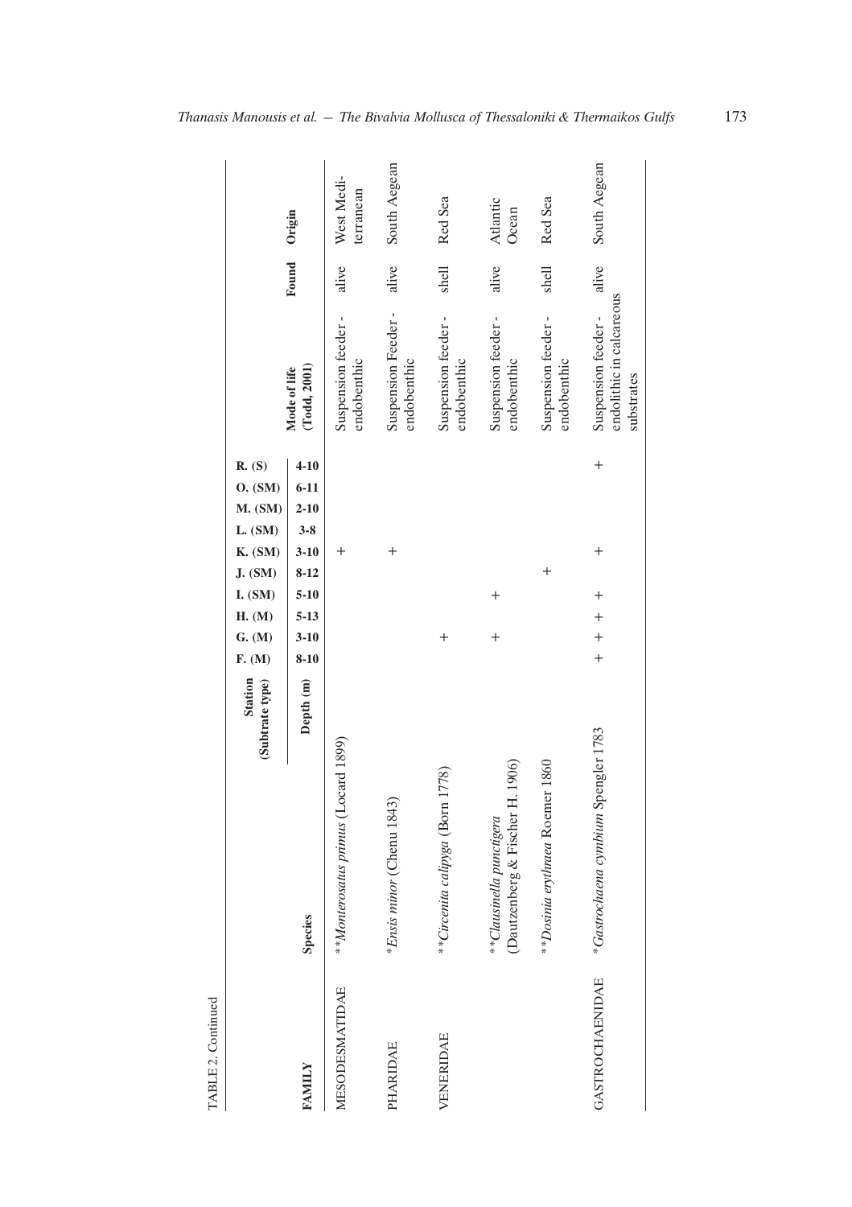TABLE 2. Continued

| FAMILY | Species | Station (Subtrate type) F. (M) | G. (M) | H. (M) | I. (SM) | J. (SM) | K. (SM) | L. (SM) | M. (SM) | O. (SM) | R. (S) | Mode of life (Todd, 2001) | Found | Origin |
|---|---|---|---|---|---|---|---|---|---|---|---|---|---|---|
| | Depth (m) | 8-10 | 3-10 | 5-13 | 5-10 | 8-12 | 3-10 | 3-8 | 2-10 | 6-11 | 4-10 | | | |
| MESODESMATIDAE | \*\**Monterosatus primus* (Locard 1899) | | | | | | + | | | | | Suspension feeder - endobenthic | alive | West Mediterranean |
| PHARIDAE | \**Ensis minor* (Chenu 1843) | | | | | | + | | | | | Suspension Feeder - endobenthic | alive | South Aegean |
| VENERIDAE | \*\**Circenita calipyga* (Born 1778) | | + | | | | | | | | | Suspension feeder - endobenthic | shell | Red Sea |
| | \*\**Clausinella punctigera* (Dautzenberg & Fischer H. 1906) | | + | | + | | | | | | | Suspension feeder - endobenthic | alive | Atlantic Ocean |
| | \*\**Dosinia erythraea* Roemer 1860 | | | | | + | | | | | | Suspension feeder - endobenthic | shell | Red Sea |
| GASTROCHAENIDAE | \**Gastrochaena cymbium* Spengler 1783 | + | + | + | + | | + | | | | + | Suspension feeder - endolithic in calcareous substrates | alive | South Aegean |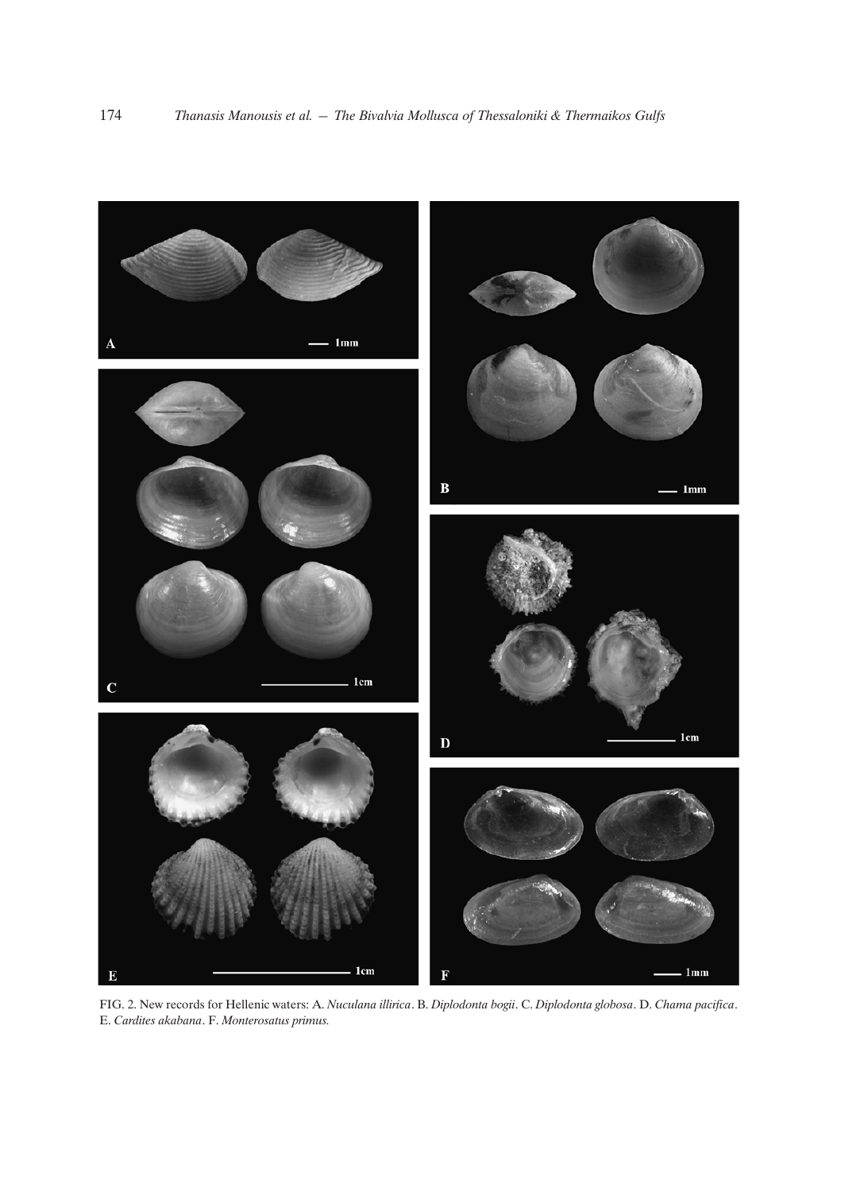FIG. 2. New records for Hellenic waters: A. *Nuculana illirica*. B. *Diplodonta bogii*. C. *Diplodonta globosa*. D. *Chama pacifica*. E. *Cardites akabana*. F. *Monterosatus primus.*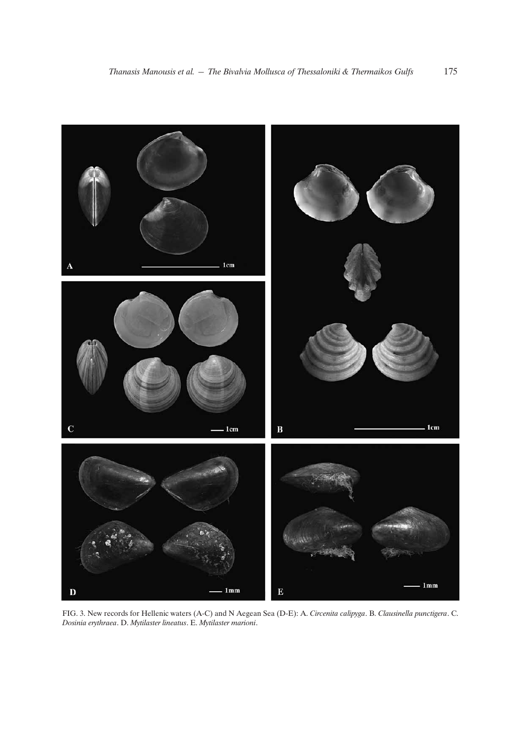FIG. 3. New records for Hellenic waters (A-C) and N Aegean Sea (D-E): A. *Circenita calipyga*. B. *Clausinella punctigera*. C. *Dosinia erythraea*. D. *Mytilaster lineatus*. E. *Mytilaster marioni*.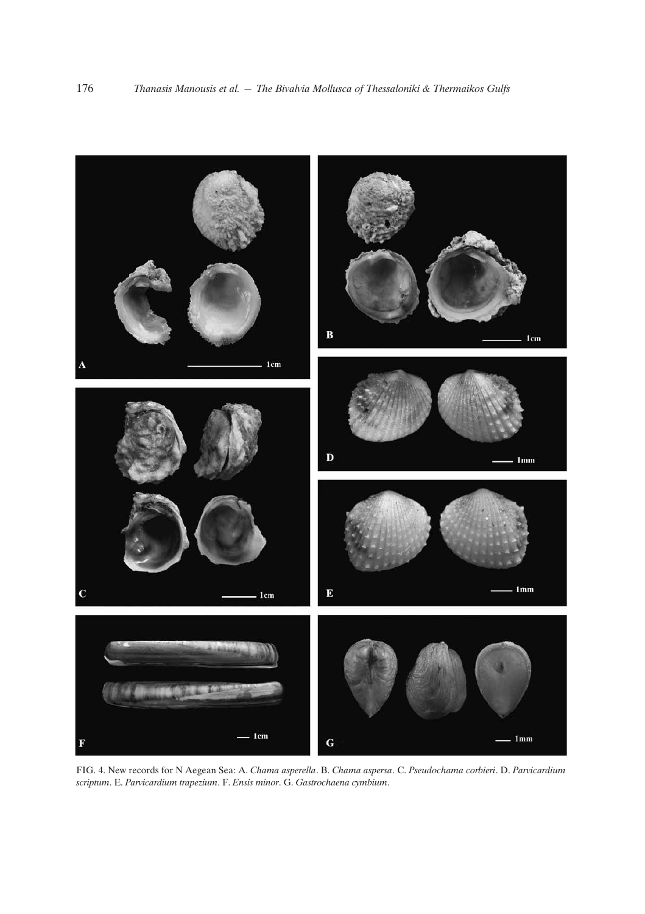FIG. 4. New records for N Aegean Sea: A. *Chama asperella*. B. *Chama aspersa*. C. *Pseudochama corbieri*. D. *Parvicardium scriptum*. E. *Parvicardium trapezium*. F. *Ensis minor*. G. *Gastrochaena cymbium*.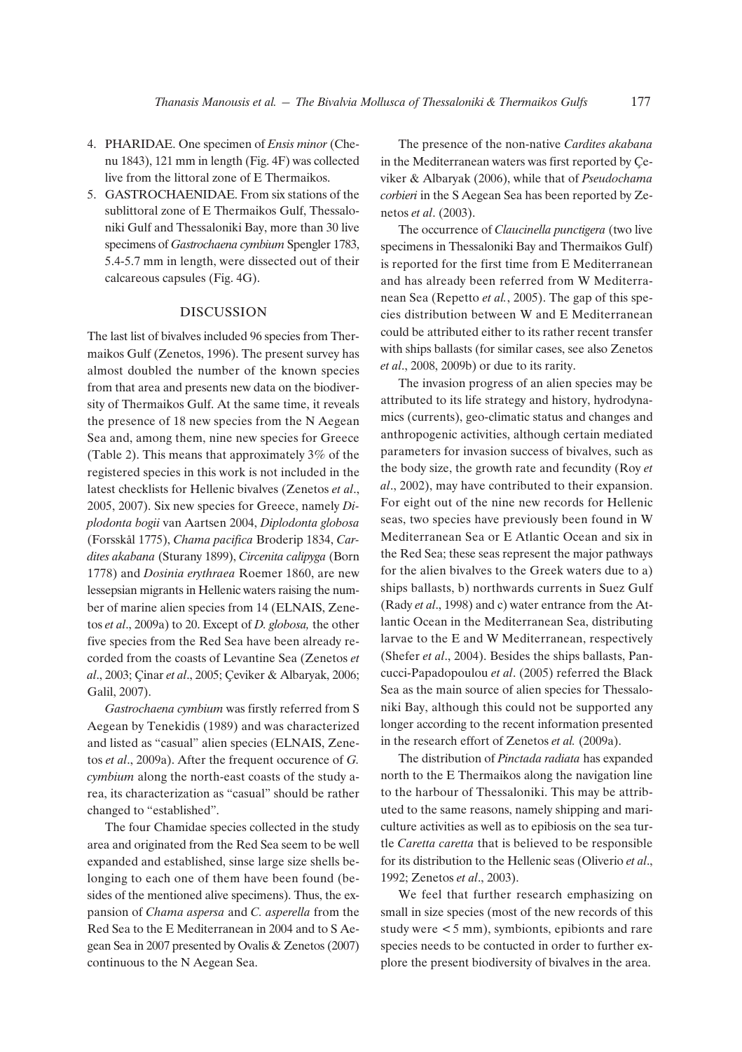4. PHARIDAE. One specimen of *Ensis minor* (Chenu 1843), 121 mm in length (Fig. 4F) was collected live from the littoral zone of E Thermaikos.
5. GASTROCHAENIDAE. From six stations of the sublittoral zone of E Thermaikos Gulf, Thessaloniki Gulf and Thessaloniki Bay, more than 30 live specimens of *Gastrochaena cymbium* Spengler 1783, 5.4-5.7 mm in length, were dissected out of their calcareous capsules (Fig. 4G).

## DISCUSSION

The last list of bivalves included 96 species from Thermaikos Gulf (Zenetos, 1996). The present survey has almost doubled the number of the known species from that area and presents new data on the biodiversity of Thermaikos Gulf. At the same time, it reveals the presence of 18 new species from the N Aegean Sea and, among them, nine new species for Greece (Table 2). This means that approximately 3% of the registered species in this work is not included in the latest checklists for Hellenic bivalves (Zenetos *et al*., 2005, 2007). Six new species for Greece, namely *Diplodonta bogii* van Aartsen 2004, *Diplodonta globosa* (Forsskål 1775), *Chama pacifica* Broderip 1834, *Cardites akabana* (Sturany 1899), *Circenita calipyga* (Born 1778) and *Dosinia erythraea* Roemer 1860, are new lessepsian migrants in Hellenic waters raising the number of marine alien species from 14 (ELNAIS, Zenetos *et al*., 2009a) to 20. Except of *D. globosa,* the other five species from the Red Sea have been already recorded from the coasts of Levantine Sea (Zenetos *et al*., 2003; Çinar *et al*., 2005; Çeviker & Albaryak, 2006; Galil, 2007).

*Gastrochaena cymbium* was firstly referred from S Aegean by Tenekidis (1989) and was characterized and listed as "casual" alien species (ELNAIS, Zenetos *et al*., 2009a). After the frequent occurence of *G. cymbium* along the north-east coasts of the study area, its characterization as "casual" should be rather changed to "established".

The four Chamidae species collected in the study area and originated from the Red Sea seem to be well expanded and established, sinse large size shells belonging to each one of them have been found (besides of the mentioned alive specimens). Thus, the expansion of *Chama aspersa* and *C. asperella* from the Red Sea to the E Mediterranean in 2004 and to S Aegean Sea in 2007 presented by Ovalis & Zenetos (2007) continuous to the N Aegean Sea.

The presence of the non-native *Cardites akabana* in the Mediterranean waters was first reported by Çeviker & Albaryak (2006), while that of *Pseudochama corbieri* in the S Aegean Sea has been reported by Zenetos *et al*. (2003).

The occurrence of *Claucinella punctigera* (two live specimens in Thessaloniki Bay and Thermaikos Gulf) is reported for the first time from E Mediterranean and has already been referred from W Mediterranean Sea (Repetto *et al.*, 2005). The gap of this species distribution between W and E Mediterranean could be attributed either to its rather recent transfer with ships ballasts (for similar cases, see also Zenetos *et al*., 2008, 2009b) or due to its rarity.

The invasion progress of an alien species may be attributed to its life strategy and history, hydrodynamics (currents), geo-climatic status and changes and anthropogenic activities, although certain mediated parameters for invasion success of bivalves, such as the body size, the growth rate and fecundity (Roy *et al*., 2002), may have contributed to their expansion. For eight out of the nine new records for Hellenic seas, two species have previously been found in W Mediterranean Sea or E Atlantic Ocean and six in the Red Sea; these seas represent the major pathways for the alien bivalves to the Greek waters due to a) ships ballasts, b) northwards currents in Suez Gulf (Rady *et al*., 1998) and c) water entrance from the Atlantic Ocean in the Mediterranean Sea, distributing larvae to the E and W Mediterranean, respectively (Shefer *et al*., 2004). Besides the ships ballasts, Pancucci-Papadopoulou *et al*. (2005) referred the Black Sea as the main source of alien species for Thessaloniki Bay, although this could not be supported any longer according to the recent information presented in the research effort of Zenetos *et al.* (2009a).

The distribution of *Pinctada radiata* has expanded north to the E Thermaikos along the navigation line to the harbour of Thessaloniki. This may be attributed to the same reasons, namely shipping and mariculture activities as well as to epibiosis on the sea turtle *Caretta caretta* that is believed to be responsible for its distribution to the Hellenic seas (Oliverio *et al*., 1992; Zenetos *et al*., 2003).

We feel that further research emphasizing on small in size species (most of the new records of this study were < 5 mm), symbionts, epibionts and rare species needs to be contucted in order to further explore the present biodiversity of bivalves in the area.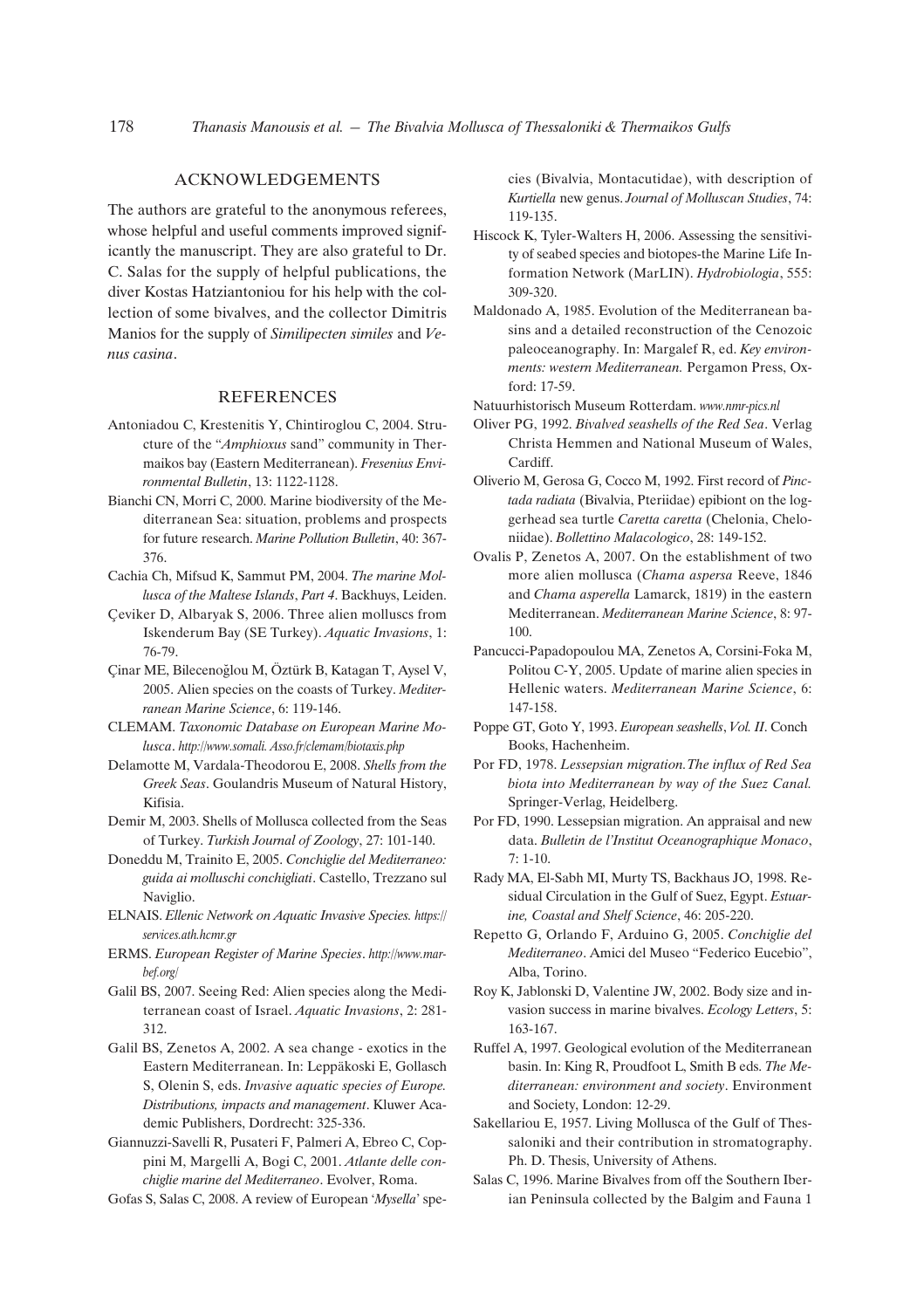## ACKNOWLEDGEMENTS

The authors are grateful to the anonymous referees, whose helpful and useful comments improved significantly the manuscript. They are also grateful to Dr. C. Salas for the supply of helpful publications, the diver Kostas Hatziantoniou for his help with the collection of some bivalves, and the collector Dimitris Manios for the supply of *Similipecten similes* and *Venus casina*.

## REFERENCES

Antoniadou C, Krestenitis Y, Chintiroglou C, 2004. Structure of the "*Amphioxus* sand" community in Thermaikos bay (Eastern Mediterranean). *Fresenius Environmental Bulletin*, 13: 1122-1128.

Bianchi CN, Morri C, 2000. Marine biodiversity of the Mediterranean Sea: situation, problems and prospects for future research. *Marine Pollution Bulletin*, 40: 367-376.

Cachia Ch, Mifsud K, Sammut PM, 2004. *The marine Mollusca of the Maltese Islands*, *Part 4*. Backhuys, Leiden.

Çeviker D, Albaryak S, 2006. Three alien molluscs from Iskenderum Bay (SE Turkey). *Aquatic Invasions*, 1: 76-79.

Çinar ME, Bilecenoğlou M, Öztürk B, Katagan T, Aysel V, 2005. Alien species on the coasts of Turkey. *Mediterranean Marine Science*, 6: 119-146.

CLEMAM. *Taxonomic Database on European Marine Mollusca*. http://www.somali. Asso.fr/clemam/biotaxis.php

Delamotte M, Vardala-Theodorou E, 2008. *Shells from the Greek Seas*. Goulandris Museum of Natural History, Kifisia.

Demir M, 2003. Shells of Mollusca collected from the Seas of Turkey. *Turkish Journal of Zoology*, 27: 101-140.

Doneddu M, Trainito E, 2005. *Conchiglie del Mediterraneo: guida ai molluschi conchigliati*. Castello, Trezzano sul Naviglio.

ELNAIS. *Ellenic Network on Aquatic Invasive Species.* https://services.ath.hcmr.gr

ERMS. *European Register of Marine Species*. http://www.marbef.org/

Galil BS, 2007. Seeing Red: Alien species along the Mediterranean coast of Israel. *Aquatic Invasions*, 2: 281-312.

Galil BS, Zenetos A, 2002. A sea change - exotics in the Eastern Mediterranean. In: Leppäkoski E, Gollasch S, Olenin S, eds. *Invasive aquatic species of Europe. Distributions, impacts and management*. Kluwer Academic Publishers, Dordrecht: 325-336.

Giannuzzi-Savelli R, Pusateri F, Palmeri A, Ebreo C, Coppini M, Margelli A, Bogi C, 2001. *Atlante delle conchiglie marine del Mediterraneo*. Evolver, Roma.

Gofas S, Salas C, 2008. A review of European '*Mysella*' species (Bivalvia, Montacutidae), with description of *Kurtiella* new genus. *Journal of Molluscan Studies*, 74: 119-135.

Hiscock K, Tyler-Walters H, 2006. Assessing the sensitivity of seabed species and biotopes-the Marine Life Information Network (MarLIN). *Hydrobiologia*, 555: 309-320.

Maldonado A, 1985. Evolution of the Mediterranean basins and a detailed reconstruction of the Cenozoic paleoceanography. In: Margalef R, ed. *Key environments: western Mediterranean.* Pergamon Press, Oxford: 17-59.

Natuurhistorisch Museum Rotterdam. *www.nmr-pics.nl*

Oliver PG, 1992. *Bivalved seashells of the Red Sea*. Verlag Christa Hemmen and National Museum of Wales, Cardiff.

Oliverio M, Gerosa G, Cocco M, 1992. First record of *Pinctada radiata* (Bivalvia, Pteriidae) epibiont on the loggerhead sea turtle *Caretta caretta* (Chelonia, Cheloniidae). *Bollettino Malacologico*, 28: 149-152.

Ovalis P, Zenetos A, 2007. On the establishment of two more alien mollusca (*Chama aspersa* Reeve, 1846 and *Chama asperella* Lamarck, 1819) in the eastern Mediterranean. *Mediterranean Marine Science*, 8: 97-100.

Pancucci-Papadopoulou MA, Zenetos A, Corsini-Foka M, Politou C-Y, 2005. Update of marine alien species in Hellenic waters. *Mediterranean Marine Science*, 6: 147-158.

Poppe GT, Goto Y, 1993. *European seashells*, *Vol. II*. Conch Books, Hachenheim.

Por FD, 1978. *Lessepsian migration.The influx of Red Sea biota into Mediterranean by way of the Suez Canal.* Springer-Verlag, Heidelberg.

Por FD, 1990. Lessepsian migration. An appraisal and new data. *Bulletin de l'Institut Oceanographique Monaco*, 7: 1-10.

Rady MA, El-Sabh MI, Murty TS, Backhaus JO, 1998. Residual Circulation in the Gulf of Suez, Egypt. *Estuarine, Coastal and Shelf Science*, 46: 205-220.

Repetto G, Orlando F, Arduino G, 2005. *Conchiglie del Mediterraneo*. Amici del Museo "Federico Eucebio", Alba, Torino.

Roy K, Jablonski D, Valentine JW, 2002. Body size and invasion success in marine bivalves. *Ecology Letters*, 5: 163-167.

Ruffel A, 1997. Geological evolution of the Mediterranean basin. In: King R, Proudfoot L, Smith B eds. *The Mediterranean: environment and society*. Environment and Society, London: 12-29.

Sakellariou E, 1957. Living Mollusca of the Gulf of Thessaloniki and their contribution in stromatography. Ph. D. Thesis, University of Athens.

Salas C, 1996. Marine Bivalves from off the Southern Iberian Peninsula collected by the Balgim and Fauna 1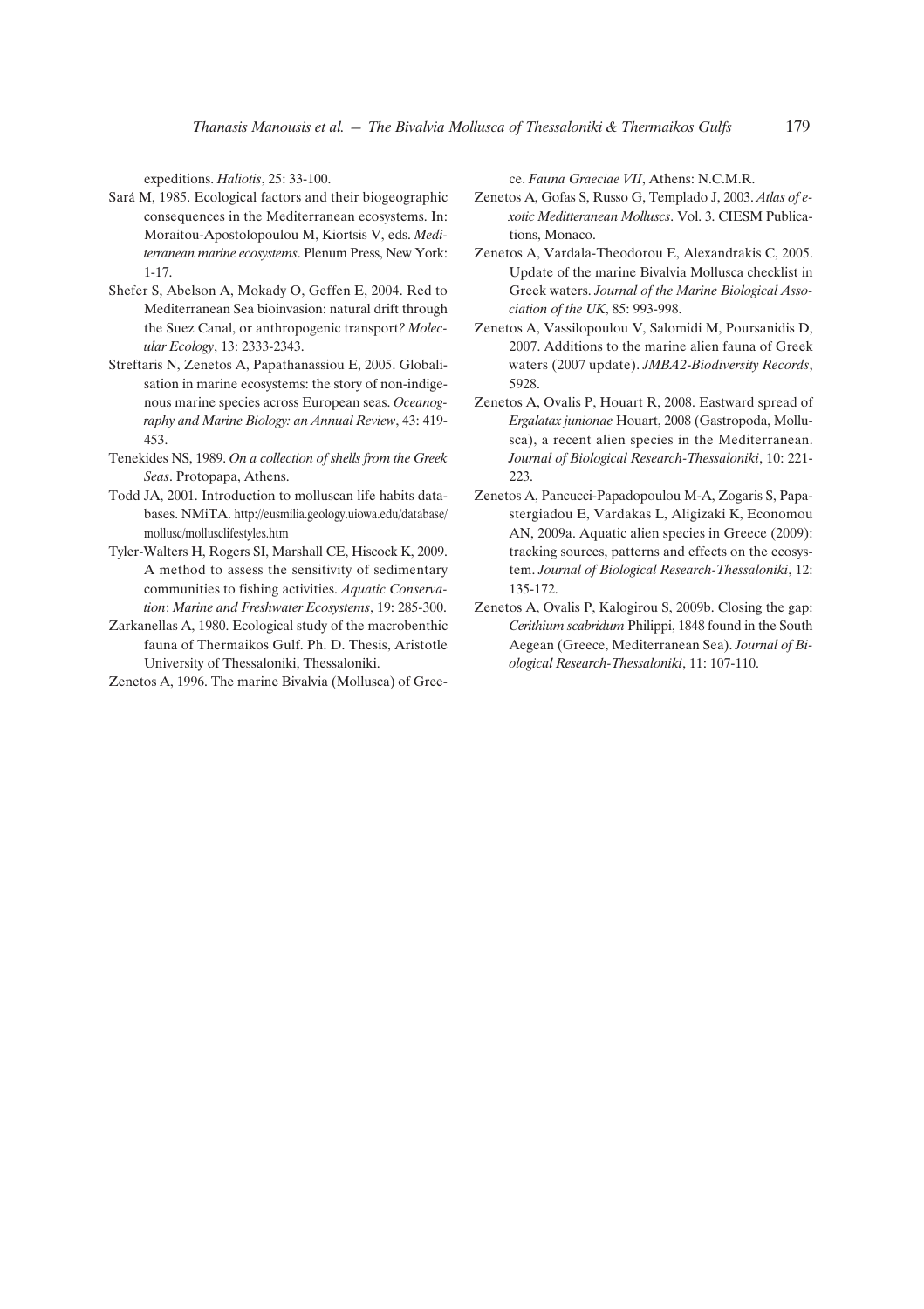expeditions. *Haliotis*, 25: 33-100.

Sará M, 1985. Ecological factors and their biogeographic consequences in the Mediterranean ecosystems. In: Moraitou-Apostolopoulou M, Kiortsis V, eds. *Mediterranean marine ecosystems*. Plenum Press, New York: 1-17.

Shefer S, Abelson A, Mokady O, Geffen E, 2004. Red to Mediterranean Sea bioinvasion: natural drift through the Suez Canal, or anthropogenic transport? *Molecular Ecology*, 13: 2333-2343.

Streftaris N, Zenetos A, Papathanassiou E, 2005. Globalisation in marine ecosystems: the story of non-indigenous marine species across European seas. *Oceanography and Marine Biology: an Annual Review*, 43: 419-453.

Tenekides NS, 1989. *On a collection of shells from the Greek Seas*. Protopapa, Athens.

Todd JA, 2001. Introduction to molluscan life habits databases. NMiTA. http://eusmilia.geology.uiowa.edu/database/mollusc/mollusclifestyles.htm

Tyler-Walters H, Rogers SI, Marshall CE, Hiscock K, 2009. A method to assess the sensitivity of sedimentary communities to fishing activities. *Aquatic Conservation*: *Marine and Freshwater Ecosystems*, 19: 285-300.

Zarkanellas A, 1980. Ecological study of the macrobenthic fauna of Thermaikos Gulf. Ph. D. Thesis, Aristotle University of Thessaloniki, Thessaloniki.

Zenetos A, 1996. The marine Bivalvia (Mollusca) of Greece. *Fauna Graeciae VII*, Athens: N.C.M.R.

Zenetos A, Gofas S, Russo G, Templado J, 2003. *Atlas of exotic Meditteranean Molluscs*. Vol. 3. CIESM Publications, Monaco.

Zenetos A, Vardala-Theodorou E, Alexandrakis C, 2005. Update of the marine Bivalvia Mollusca checklist in Greek waters. *Journal of the Marine Biological Association of the UK*, 85: 993-998.

Zenetos A, Vassilopoulou V, Salomidi M, Poursanidis D, 2007. Additions to the marine alien fauna of Greek waters (2007 update). *JMBA2-Biodiversity Records*, 5928.

Zenetos A, Ovalis P, Houart R, 2008. Eastward spread of *Ergalatax junionae* Houart, 2008 (Gastropoda, Mollusca), a recent alien species in the Mediterranean. *Journal of Biological Research-Thessaloniki*, 10: 221-223.

Zenetos A, Pancucci-Papadopoulou M-A, Zogaris S, Papastergiadou E, Vardakas L, Aligizaki K, Economou AN, 2009a. Aquatic alien species in Greece (2009): tracking sources, patterns and effects on the ecosystem. *Journal of Biological Research-Thessaloniki*, 12: 135-172.

Zenetos A, Ovalis P, Kalogirou S, 2009b. Closing the gap: *Cerithium scabridum* Philippi, 1848 found in the South Aegean (Greece, Mediterranean Sea). *Journal of Biological Research-Thessaloniki*, 11: 107-110.